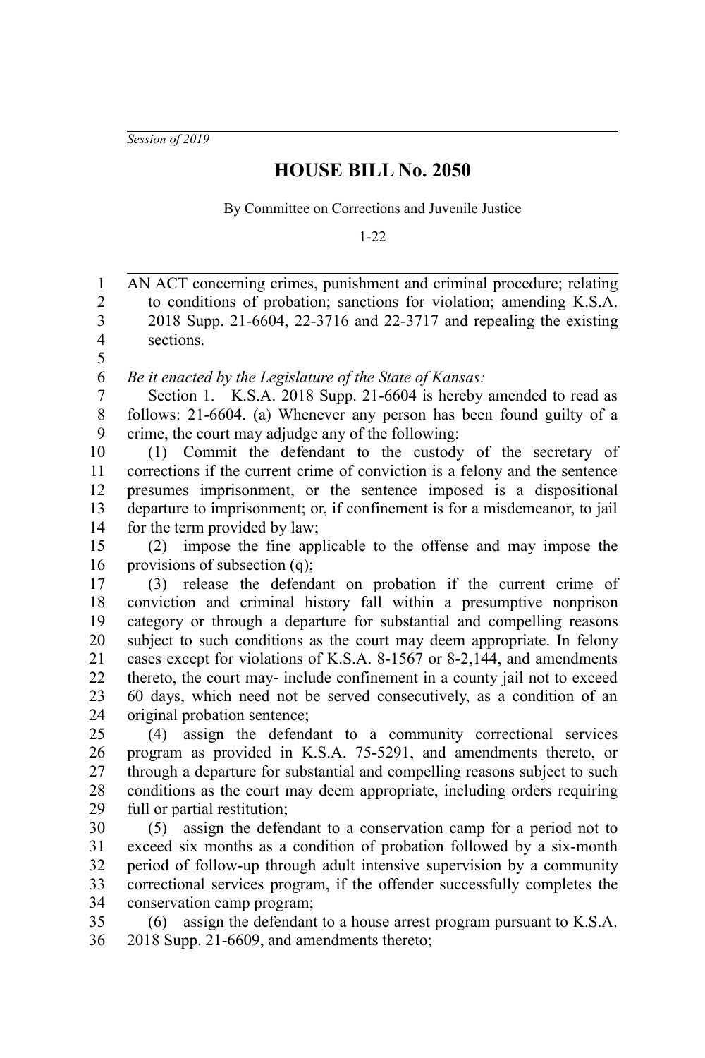*Session of 2019*

# HOUSE BILL No. 2050

By Committee on Corrections and Juvenile Justice

1-22

AN ACT concerning crimes, punishment and criminal procedure; relating to conditions of probation; sanctions for violation; amending K.S.A. 2018 Supp. 21-6604, 22-3716 and 22-3717 and repealing the existing sections.

*Be it enacted by the Legislature of the State of Kansas:*

Section 1. K.S.A. 2018 Supp. 21-6604 is hereby amended to read as follows: 21-6604. (a) Whenever any person has been found guilty of a crime, the court may adjudge any of the following:

(1) Commit the defendant to the custody of the secretary of corrections if the current crime of conviction is a felony and the sentence presumes imprisonment, or the sentence imposed is a dispositional departure to imprisonment; or, if confinement is for a misdemeanor, to jail for the term provided by law;

(2) impose the fine applicable to the offense and may impose the provisions of subsection (q);

(3) release the defendant on probation if the current crime of conviction and criminal history fall within a presumptive nonprison category or through a departure for substantial and compelling reasons subject to such conditions as the court may deem appropriate. In felony cases except for violations of K.S.A. 8-1567 or 8-2,144, and amendments thereto, the court may include confinement in a county jail not to exceed 60 days, which need not be served consecutively, as a condition of an original probation sentence;

(4) assign the defendant to a community correctional services program as provided in K.S.A. 75-5291, and amendments thereto, or through a departure for substantial and compelling reasons subject to such conditions as the court may deem appropriate, including orders requiring full or partial restitution;

(5) assign the defendant to a conservation camp for a period not to exceed six months as a condition of probation followed by a six-month period of follow-up through adult intensive supervision by a community correctional services program, if the offender successfully completes the conservation camp program;

(6) assign the defendant to a house arrest program pursuant to K.S.A. 2018 Supp. 21-6609, and amendments thereto;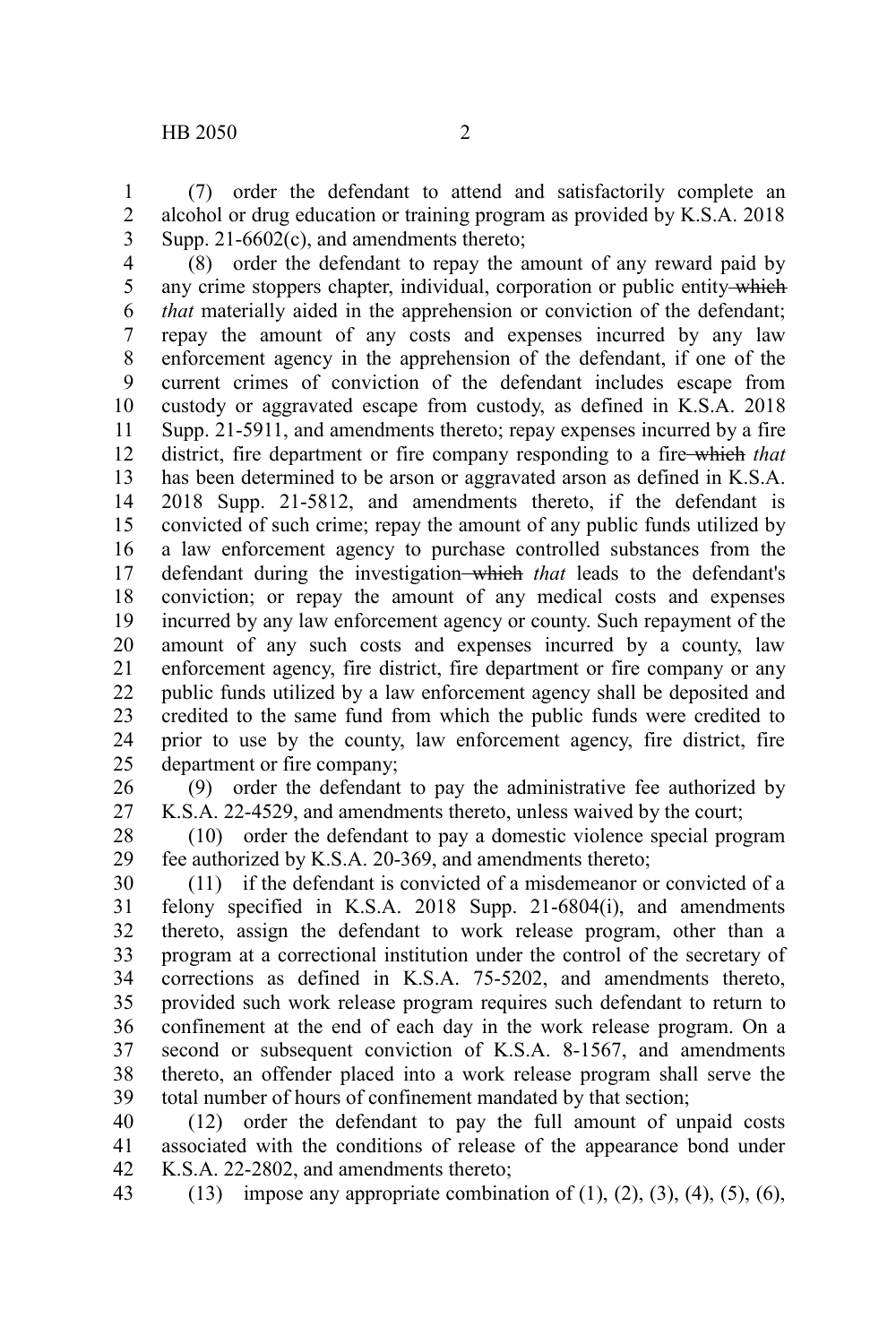(7) order the defendant to attend and satisfactorily complete an alcohol or drug education or training program as provided by K.S.A. 2018 Supp. 21-6602(c), and amendments thereto;

(8) order the defendant to repay the amount of any reward paid by any crime stoppers chapter, individual, corporation or public entity ~~which~~ *that* materially aided in the apprehension or conviction of the defendant; repay the amount of any costs and expenses incurred by any law enforcement agency in the apprehension of the defendant, if one of the current crimes of conviction of the defendant includes escape from custody or aggravated escape from custody, as defined in K.S.A. 2018 Supp. 21-5911, and amendments thereto; repay expenses incurred by a fire district, fire department or fire company responding to a fire ~~which~~ *that* has been determined to be arson or aggravated arson as defined in K.S.A. 2018 Supp. 21-5812, and amendments thereto, if the defendant is convicted of such crime; repay the amount of any public funds utilized by a law enforcement agency to purchase controlled substances from the defendant during the investigation ~~which~~ *that* leads to the defendant's conviction; or repay the amount of any medical costs and expenses incurred by any law enforcement agency or county. Such repayment of the amount of any such costs and expenses incurred by a county, law enforcement agency, fire district, fire department or fire company or any public funds utilized by a law enforcement agency shall be deposited and credited to the same fund from which the public funds were credited to prior to use by the county, law enforcement agency, fire district, fire department or fire company;

(9) order the defendant to pay the administrative fee authorized by K.S.A. 22-4529, and amendments thereto, unless waived by the court;

(10) order the defendant to pay a domestic violence special program fee authorized by K.S.A. 20-369, and amendments thereto;

(11) if the defendant is convicted of a misdemeanor or convicted of a felony specified in K.S.A. 2018 Supp. 21-6804(i), and amendments thereto, assign the defendant to work release program, other than a program at a correctional institution under the control of the secretary of corrections as defined in K.S.A. 75-5202, and amendments thereto, provided such work release program requires such defendant to return to confinement at the end of each day in the work release program. On a second or subsequent conviction of K.S.A. 8-1567, and amendments thereto, an offender placed into a work release program shall serve the total number of hours of confinement mandated by that section;

(12) order the defendant to pay the full amount of unpaid costs associated with the conditions of release of the appearance bond under K.S.A. 22-2802, and amendments thereto;

(13) impose any appropriate combination of (1), (2), (3), (4), (5), (6),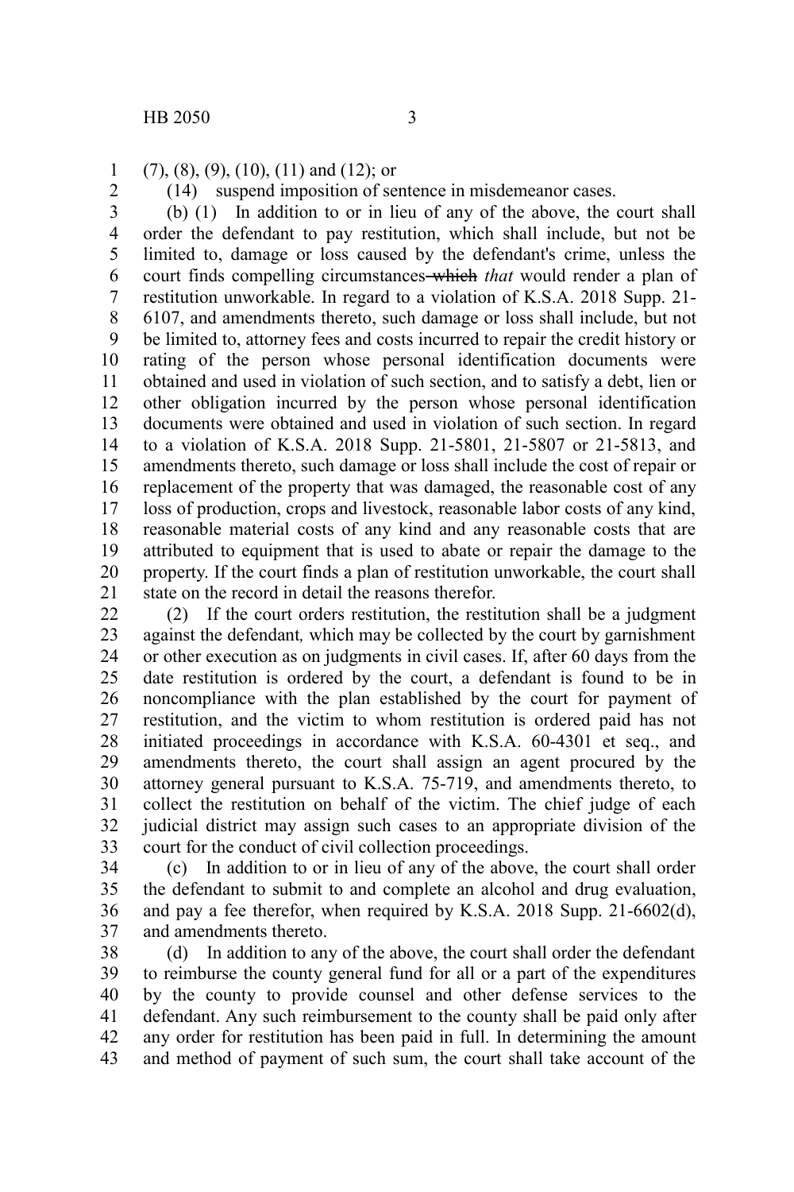(7), (8), (9), (10), (11) and (12); or

(14) suspend imposition of sentence in misdemeanor cases.

(b) (1) In addition to or in lieu of any of the above, the court shall order the defendant to pay restitution, which shall include, but not be limited to, damage or loss caused by the defendant's crime, unless the court finds compelling circumstances ~~which~~ *that* would render a plan of restitution unworkable. In regard to a violation of K.S.A. 2018 Supp. 21-6107, and amendments thereto, such damage or loss shall include, but not be limited to, attorney fees and costs incurred to repair the credit history or rating of the person whose personal identification documents were obtained and used in violation of such section, and to satisfy a debt, lien or other obligation incurred by the person whose personal identification documents were obtained and used in violation of such section. In regard to a violation of K.S.A. 2018 Supp. 21-5801, 21-5807 or 21-5813, and amendments thereto, such damage or loss shall include the cost of repair or replacement of the property that was damaged, the reasonable cost of any loss of production, crops and livestock, reasonable labor costs of any kind, reasonable material costs of any kind and any reasonable costs that are attributed to equipment that is used to abate or repair the damage to the property. If the court finds a plan of restitution unworkable, the court shall state on the record in detail the reasons therefor.

(2) If the court orders restitution, the restitution shall be a judgment against the defendant*,* which may be collected by the court by garnishment or other execution as on judgments in civil cases. If, after 60 days from the date restitution is ordered by the court, a defendant is found to be in noncompliance with the plan established by the court for payment of restitution, and the victim to whom restitution is ordered paid has not initiated proceedings in accordance with K.S.A. 60-4301 et seq., and amendments thereto, the court shall assign an agent procured by the attorney general pursuant to K.S.A. 75-719, and amendments thereto, to collect the restitution on behalf of the victim. The chief judge of each judicial district may assign such cases to an appropriate division of the court for the conduct of civil collection proceedings.

(c) In addition to or in lieu of any of the above, the court shall order the defendant to submit to and complete an alcohol and drug evaluation, and pay a fee therefor, when required by K.S.A. 2018 Supp. 21-6602(d), and amendments thereto.

(d) In addition to any of the above, the court shall order the defendant to reimburse the county general fund for all or a part of the expenditures by the county to provide counsel and other defense services to the defendant. Any such reimbursement to the county shall be paid only after any order for restitution has been paid in full. In determining the amount and method of payment of such sum, the court shall take account of the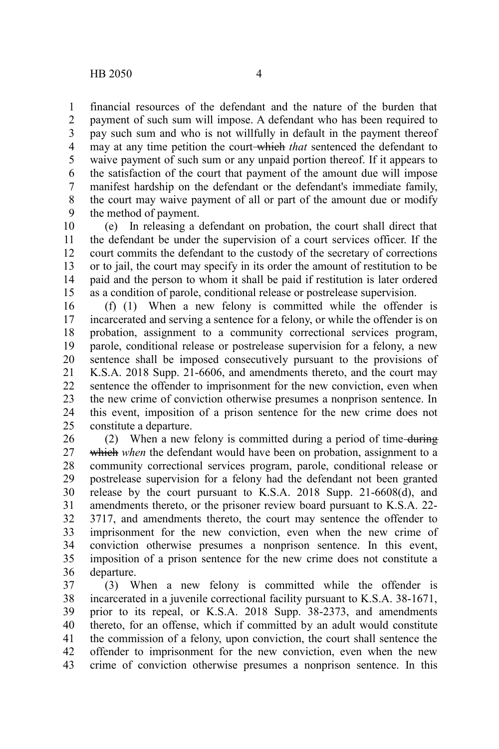financial resources of the defendant and the nature of the burden that payment of such sum will impose. A defendant who has been required to pay such sum and who is not willfully in default in the payment thereof may at any time petition the court ~~which~~ *that* sentenced the defendant to waive payment of such sum or any unpaid portion thereof. If it appears to the satisfaction of the court that payment of the amount due will impose manifest hardship on the defendant or the defendant's immediate family, the court may waive payment of all or part of the amount due or modify the method of payment.

(e) In releasing a defendant on probation, the court shall direct that the defendant be under the supervision of a court services officer. If the court commits the defendant to the custody of the secretary of corrections or to jail, the court may specify in its order the amount of restitution to be paid and the person to whom it shall be paid if restitution is later ordered as a condition of parole, conditional release or postrelease supervision.

(f) (1) When a new felony is committed while the offender is incarcerated and serving a sentence for a felony, or while the offender is on probation, assignment to a community correctional services program, parole, conditional release or postrelease supervision for a felony, a new sentence shall be imposed consecutively pursuant to the provisions of K.S.A. 2018 Supp. 21-6606, and amendments thereto, and the court may sentence the offender to imprisonment for the new conviction, even when the new crime of conviction otherwise presumes a nonprison sentence. In this event, imposition of a prison sentence for the new crime does not constitute a departure.

(2) When a new felony is committed during a period of time ~~during which~~ *when* the defendant would have been on probation, assignment to a community correctional services program, parole, conditional release or postrelease supervision for a felony had the defendant not been granted release by the court pursuant to K.S.A. 2018 Supp. 21-6608(d), and amendments thereto, or the prisoner review board pursuant to K.S.A. 22-3717, and amendments thereto, the court may sentence the offender to imprisonment for the new conviction, even when the new crime of conviction otherwise presumes a nonprison sentence. In this event, imposition of a prison sentence for the new crime does not constitute a departure.

(3) When a new felony is committed while the offender is incarcerated in a juvenile correctional facility pursuant to K.S.A. 38-1671, prior to its repeal, or K.S.A. 2018 Supp. 38-2373, and amendments thereto, for an offense, which if committed by an adult would constitute the commission of a felony, upon conviction, the court shall sentence the offender to imprisonment for the new conviction, even when the new crime of conviction otherwise presumes a nonprison sentence. In this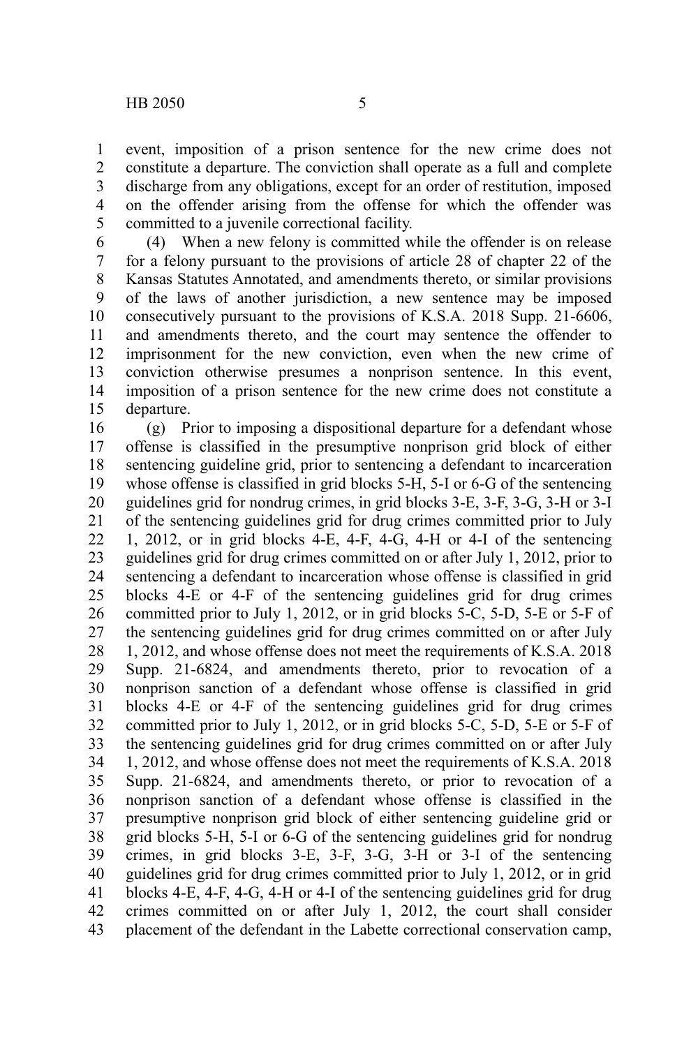event, imposition of a prison sentence for the new crime does not constitute a departure. The conviction shall operate as a full and complete discharge from any obligations, except for an order of restitution, imposed on the offender arising from the offense for which the offender was committed to a juvenile correctional facility.

(4) When a new felony is committed while the offender is on release for a felony pursuant to the provisions of article 28 of chapter 22 of the Kansas Statutes Annotated, and amendments thereto, or similar provisions of the laws of another jurisdiction, a new sentence may be imposed consecutively pursuant to the provisions of K.S.A. 2018 Supp. 21-6606, and amendments thereto, and the court may sentence the offender to imprisonment for the new conviction, even when the new crime of conviction otherwise presumes a nonprison sentence. In this event, imposition of a prison sentence for the new crime does not constitute a departure.

(g) Prior to imposing a dispositional departure for a defendant whose offense is classified in the presumptive nonprison grid block of either sentencing guideline grid, prior to sentencing a defendant to incarceration whose offense is classified in grid blocks 5-H, 5-I or 6-G of the sentencing guidelines grid for nondrug crimes, in grid blocks 3-E, 3-F, 3-G, 3-H or 3-I of the sentencing guidelines grid for drug crimes committed prior to July 1, 2012, or in grid blocks 4-E, 4-F, 4-G, 4-H or 4-I of the sentencing guidelines grid for drug crimes committed on or after July 1, 2012, prior to sentencing a defendant to incarceration whose offense is classified in grid blocks 4-E or 4-F of the sentencing guidelines grid for drug crimes committed prior to July 1, 2012, or in grid blocks 5-C, 5-D, 5-E or 5-F of the sentencing guidelines grid for drug crimes committed on or after July 1, 2012, and whose offense does not meet the requirements of K.S.A. 2018 Supp. 21-6824, and amendments thereto, prior to revocation of a nonprison sanction of a defendant whose offense is classified in grid blocks 4-E or 4-F of the sentencing guidelines grid for drug crimes committed prior to July 1, 2012, or in grid blocks 5-C, 5-D, 5-E or 5-F of the sentencing guidelines grid for drug crimes committed on or after July 1, 2012, and whose offense does not meet the requirements of K.S.A. 2018 Supp. 21-6824, and amendments thereto, or prior to revocation of a nonprison sanction of a defendant whose offense is classified in the presumptive nonprison grid block of either sentencing guideline grid or grid blocks 5-H, 5-I or 6-G of the sentencing guidelines grid for nondrug crimes, in grid blocks 3-E, 3-F, 3-G, 3-H or 3-I of the sentencing guidelines grid for drug crimes committed prior to July 1, 2012, or in grid blocks 4-E, 4-F, 4-G, 4-H or 4-I of the sentencing guidelines grid for drug crimes committed on or after July 1, 2012, the court shall consider placement of the defendant in the Labette correctional conservation camp,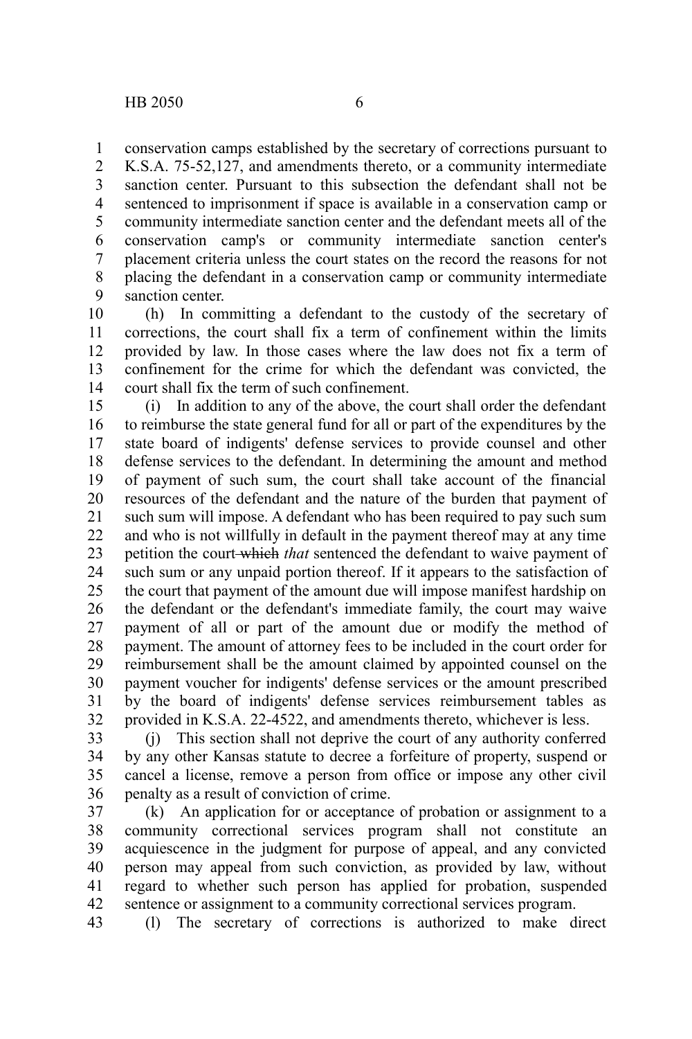conservation camps established by the secretary of corrections pursuant to K.S.A. 75-52,127, and amendments thereto, or a community intermediate sanction center. Pursuant to this subsection the defendant shall not be sentenced to imprisonment if space is available in a conservation camp or community intermediate sanction center and the defendant meets all of the conservation camp's or community intermediate sanction center's placement criteria unless the court states on the record the reasons for not placing the defendant in a conservation camp or community intermediate sanction center.

(h) In committing a defendant to the custody of the secretary of corrections, the court shall fix a term of confinement within the limits provided by law. In those cases where the law does not fix a term of confinement for the crime for which the defendant was convicted, the court shall fix the term of such confinement.

(i) In addition to any of the above, the court shall order the defendant to reimburse the state general fund for all or part of the expenditures by the state board of indigents' defense services to provide counsel and other defense services to the defendant. In determining the amount and method of payment of such sum, the court shall take account of the financial resources of the defendant and the nature of the burden that payment of such sum will impose. A defendant who has been required to pay such sum and who is not willfully in default in the payment thereof may at any time petition the court ~~which~~ *that* sentenced the defendant to waive payment of such sum or any unpaid portion thereof. If it appears to the satisfaction of the court that payment of the amount due will impose manifest hardship on the defendant or the defendant's immediate family, the court may waive payment of all or part of the amount due or modify the method of payment. The amount of attorney fees to be included in the court order for reimbursement shall be the amount claimed by appointed counsel on the payment voucher for indigents' defense services or the amount prescribed by the board of indigents' defense services reimbursement tables as provided in K.S.A. 22-4522, and amendments thereto, whichever is less.

(j) This section shall not deprive the court of any authority conferred by any other Kansas statute to decree a forfeiture of property, suspend or cancel a license, remove a person from office or impose any other civil penalty as a result of conviction of crime.

(k) An application for or acceptance of probation or assignment to a community correctional services program shall not constitute an acquiescence in the judgment for purpose of appeal, and any convicted person may appeal from such conviction, as provided by law, without regard to whether such person has applied for probation, suspended sentence or assignment to a community correctional services program.

(l) The secretary of corrections is authorized to make direct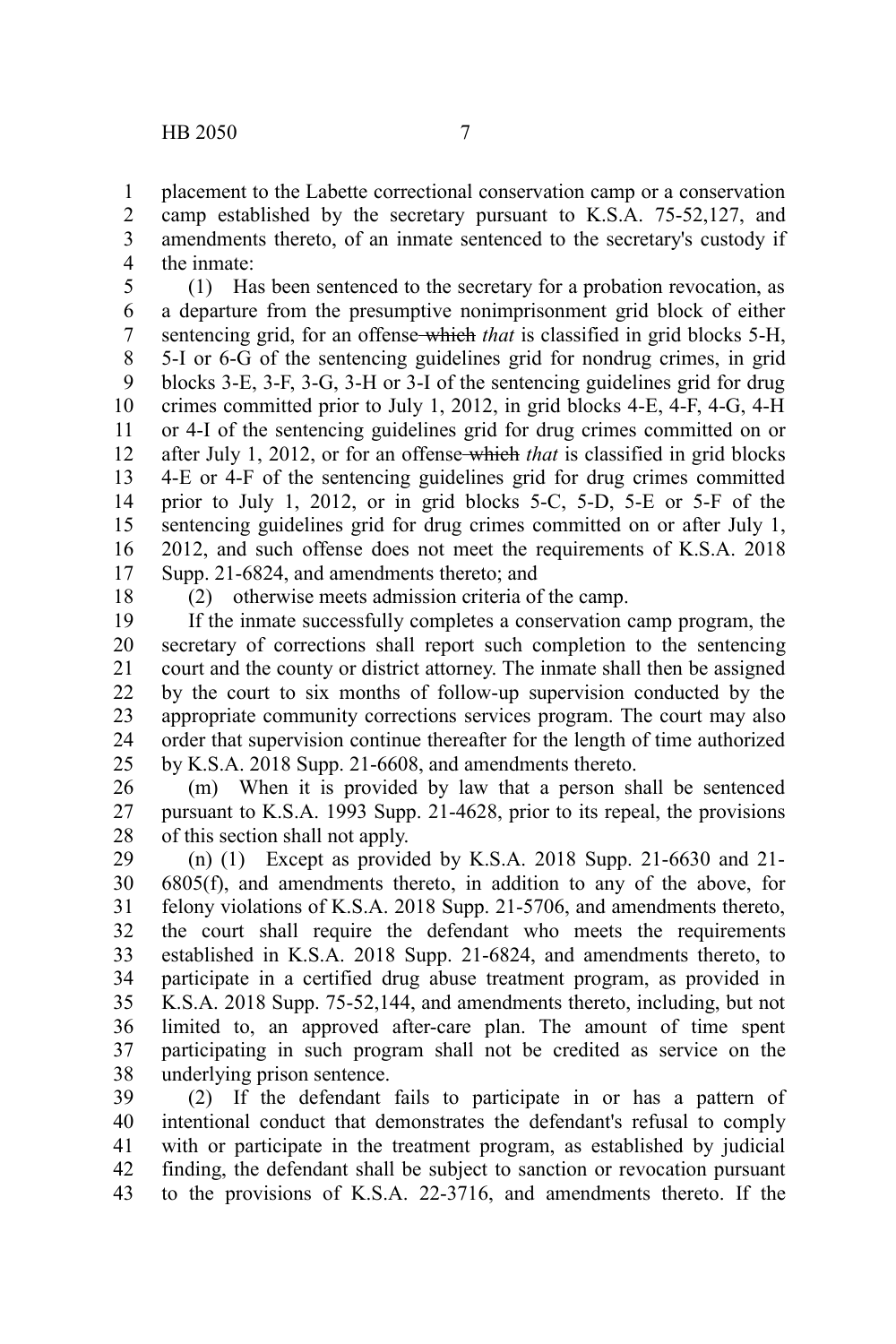placement to the Labette correctional conservation camp or a conservation camp established by the secretary pursuant to K.S.A. 75-52,127, and amendments thereto, of an inmate sentenced to the secretary's custody if the inmate:

(1) Has been sentenced to the secretary for a probation revocation, as a departure from the presumptive nonimprisonment grid block of either sentencing grid, for an offense ~~which~~ *that* is classified in grid blocks 5-H, 5-I or 6-G of the sentencing guidelines grid for nondrug crimes, in grid blocks 3-E, 3-F, 3-G, 3-H or 3-I of the sentencing guidelines grid for drug crimes committed prior to July 1, 2012, in grid blocks 4-E, 4-F, 4-G, 4-H or 4-I of the sentencing guidelines grid for drug crimes committed on or after July 1, 2012, or for an offense ~~which~~ *that* is classified in grid blocks 4-E or 4-F of the sentencing guidelines grid for drug crimes committed prior to July 1, 2012, or in grid blocks 5-C, 5-D, 5-E or 5-F of the sentencing guidelines grid for drug crimes committed on or after July 1, 2012, and such offense does not meet the requirements of K.S.A. 2018 Supp. 21-6824, and amendments thereto; and

(2) otherwise meets admission criteria of the camp.

If the inmate successfully completes a conservation camp program, the secretary of corrections shall report such completion to the sentencing court and the county or district attorney. The inmate shall then be assigned by the court to six months of follow-up supervision conducted by the appropriate community corrections services program. The court may also order that supervision continue thereafter for the length of time authorized by K.S.A. 2018 Supp. 21-6608, and amendments thereto.

(m) When it is provided by law that a person shall be sentenced pursuant to K.S.A. 1993 Supp. 21-4628, prior to its repeal, the provisions of this section shall not apply.

(n) (1) Except as provided by K.S.A. 2018 Supp. 21-6630 and 21-6805(f), and amendments thereto, in addition to any of the above, for felony violations of K.S.A. 2018 Supp. 21-5706, and amendments thereto, the court shall require the defendant who meets the requirements established in K.S.A. 2018 Supp. 21-6824, and amendments thereto, to participate in a certified drug abuse treatment program, as provided in K.S.A. 2018 Supp. 75-52,144, and amendments thereto, including, but not limited to, an approved after-care plan. The amount of time spent participating in such program shall not be credited as service on the underlying prison sentence.

(2) If the defendant fails to participate in or has a pattern of intentional conduct that demonstrates the defendant's refusal to comply with or participate in the treatment program, as established by judicial finding, the defendant shall be subject to sanction or revocation pursuant to the provisions of K.S.A. 22-3716, and amendments thereto. If the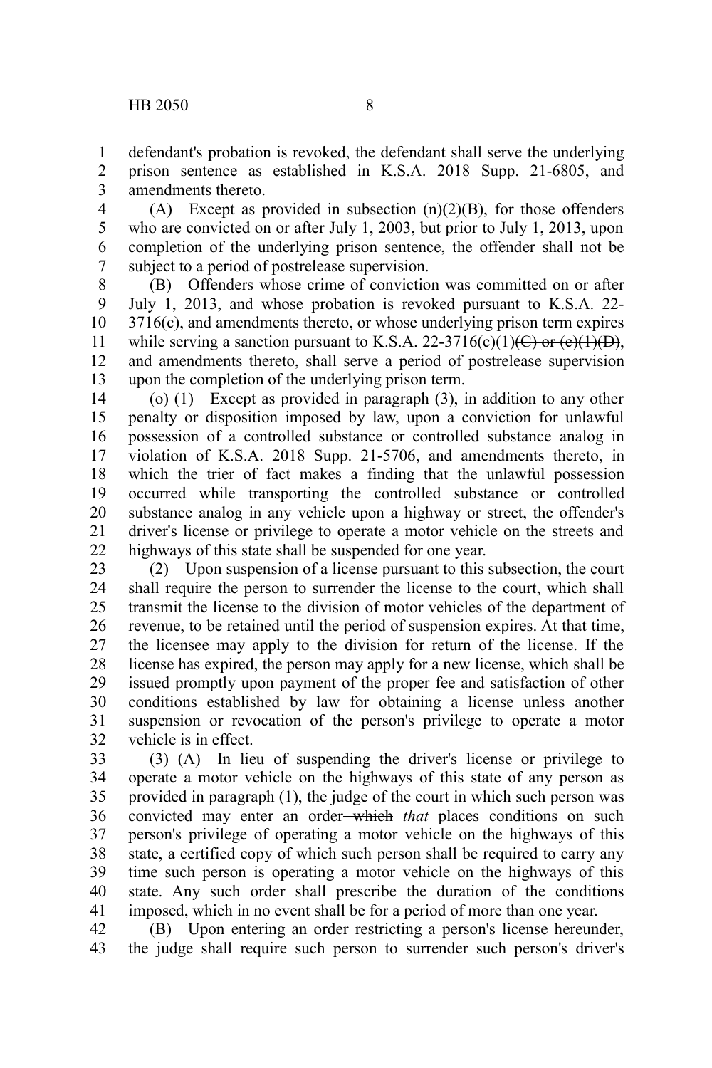defendant's probation is revoked, the defendant shall serve the underlying prison sentence as established in K.S.A. 2018 Supp. 21-6805, and amendments thereto.

(A) Except as provided in subsection (n)(2)(B), for those offenders who are convicted on or after July 1, 2003, but prior to July 1, 2013, upon completion of the underlying prison sentence, the offender shall not be subject to a period of postrelease supervision.

(B) Offenders whose crime of conviction was committed on or after July 1, 2013, and whose probation is revoked pursuant to K.S.A. 22-3716(c), and amendments thereto, or whose underlying prison term expires while serving a sanction pursuant to K.S.A. 22-3716(c)(1)~~(C) or (c)(1)(D)~~, and amendments thereto, shall serve a period of postrelease supervision upon the completion of the underlying prison term.

(o) (1) Except as provided in paragraph (3), in addition to any other penalty or disposition imposed by law, upon a conviction for unlawful possession of a controlled substance or controlled substance analog in violation of K.S.A. 2018 Supp. 21-5706, and amendments thereto, in which the trier of fact makes a finding that the unlawful possession occurred while transporting the controlled substance or controlled substance analog in any vehicle upon a highway or street, the offender's driver's license or privilege to operate a motor vehicle on the streets and highways of this state shall be suspended for one year.

(2) Upon suspension of a license pursuant to this subsection, the court shall require the person to surrender the license to the court, which shall transmit the license to the division of motor vehicles of the department of revenue, to be retained until the period of suspension expires. At that time, the licensee may apply to the division for return of the license. If the license has expired, the person may apply for a new license, which shall be issued promptly upon payment of the proper fee and satisfaction of other conditions established by law for obtaining a license unless another suspension or revocation of the person's privilege to operate a motor vehicle is in effect.

(3) (A) In lieu of suspending the driver's license or privilege to operate a motor vehicle on the highways of this state of any person as provided in paragraph (1), the judge of the court in which such person was convicted may enter an order ~~which~~ *that* places conditions on such person's privilege of operating a motor vehicle on the highways of this state, a certified copy of which such person shall be required to carry any time such person is operating a motor vehicle on the highways of this state. Any such order shall prescribe the duration of the conditions imposed, which in no event shall be for a period of more than one year.

(B) Upon entering an order restricting a person's license hereunder, the judge shall require such person to surrender such person's driver's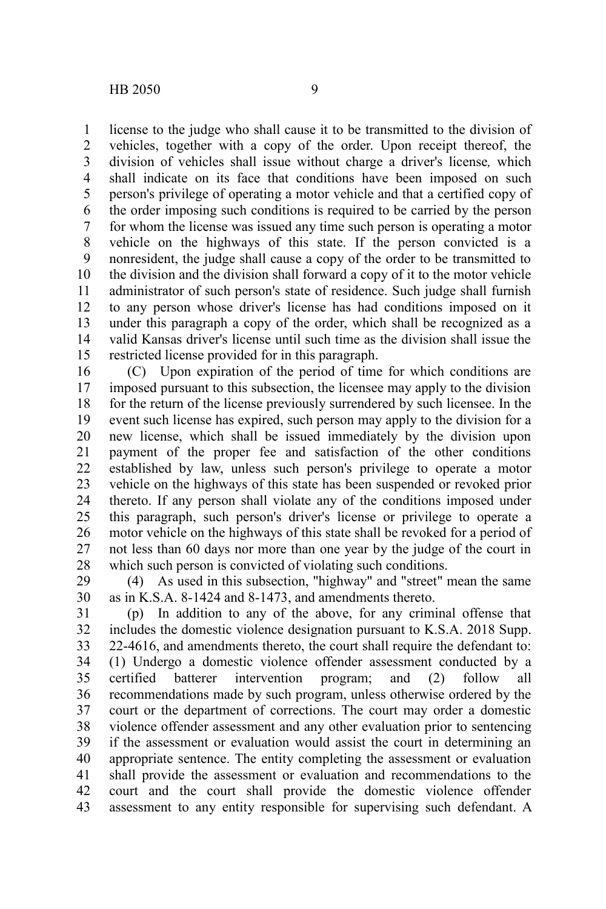license to the judge who shall cause it to be transmitted to the division of vehicles, together with a copy of the order. Upon receipt thereof, the division of vehicles shall issue without charge a driver's license*,* which shall indicate on its face that conditions have been imposed on such person's privilege of operating a motor vehicle and that a certified copy of the order imposing such conditions is required to be carried by the person for whom the license was issued any time such person is operating a motor vehicle on the highways of this state. If the person convicted is a nonresident, the judge shall cause a copy of the order to be transmitted to the division and the division shall forward a copy of it to the motor vehicle administrator of such person's state of residence. Such judge shall furnish to any person whose driver's license has had conditions imposed on it under this paragraph a copy of the order, which shall be recognized as a valid Kansas driver's license until such time as the division shall issue the restricted license provided for in this paragraph.

(C) Upon expiration of the period of time for which conditions are imposed pursuant to this subsection, the licensee may apply to the division for the return of the license previously surrendered by such licensee. In the event such license has expired, such person may apply to the division for a new license, which shall be issued immediately by the division upon payment of the proper fee and satisfaction of the other conditions established by law, unless such person's privilege to operate a motor vehicle on the highways of this state has been suspended or revoked prior thereto. If any person shall violate any of the conditions imposed under this paragraph, such person's driver's license or privilege to operate a motor vehicle on the highways of this state shall be revoked for a period of not less than 60 days nor more than one year by the judge of the court in which such person is convicted of violating such conditions.

(4) As used in this subsection, "highway" and "street" mean the same as in K.S.A. 8-1424 and 8-1473, and amendments thereto.

(p) In addition to any of the above, for any criminal offense that includes the domestic violence designation pursuant to K.S.A. 2018 Supp. 22-4616, and amendments thereto, the court shall require the defendant to: (1) Undergo a domestic violence offender assessment conducted by a certified batterer intervention program; and (2) follow all recommendations made by such program, unless otherwise ordered by the court or the department of corrections. The court may order a domestic violence offender assessment and any other evaluation prior to sentencing if the assessment or evaluation would assist the court in determining an appropriate sentence. The entity completing the assessment or evaluation shall provide the assessment or evaluation and recommendations to the court and the court shall provide the domestic violence offender assessment to any entity responsible for supervising such defendant. A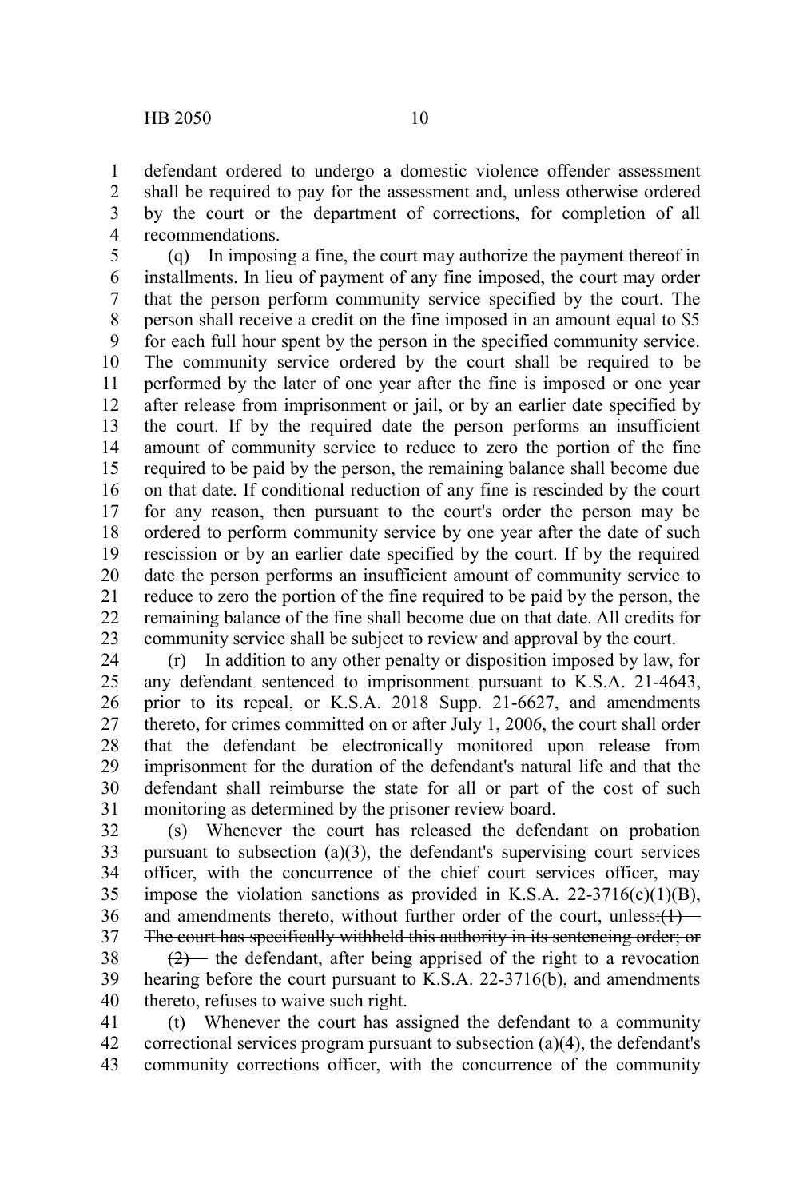defendant ordered to undergo a domestic violence offender assessment shall be required to pay for the assessment and, unless otherwise ordered by the court or the department of corrections, for completion of all recommendations.

(q) In imposing a fine, the court may authorize the payment thereof in installments. In lieu of payment of any fine imposed, the court may order that the person perform community service specified by the court. The person shall receive a credit on the fine imposed in an amount equal to $5 for each full hour spent by the person in the specified community service. The community service ordered by the court shall be required to be performed by the later of one year after the fine is imposed or one year after release from imprisonment or jail, or by an earlier date specified by the court. If by the required date the person performs an insufficient amount of community service to reduce to zero the portion of the fine required to be paid by the person, the remaining balance shall become due on that date. If conditional reduction of any fine is rescinded by the court for any reason, then pursuant to the court's order the person may be ordered to perform community service by one year after the date of such rescission or by an earlier date specified by the court. If by the required date the person performs an insufficient amount of community service to reduce to zero the portion of the fine required to be paid by the person, the remaining balance of the fine shall become due on that date. All credits for community service shall be subject to review and approval by the court.

(r) In addition to any other penalty or disposition imposed by law, for any defendant sentenced to imprisonment pursuant to K.S.A. 21-4643, prior to its repeal, or K.S.A. 2018 Supp. 21-6627, and amendments thereto, for crimes committed on or after July 1, 2006, the court shall order that the defendant be electronically monitored upon release from imprisonment for the duration of the defendant's natural life and that the defendant shall reimburse the state for all or part of the cost of such monitoring as determined by the prisoner review board.

(s) Whenever the court has released the defendant on probation pursuant to subsection (a)(3), the defendant's supervising court services officer, with the concurrence of the chief court services officer, may impose the violation sanctions as provided in K.S.A. 22-3716(c)(1)(B), and amendments thereto, without further order of the court, unless~~: (1) The court has specifically withheld this authority in its sentencing order; or (2)~~ the defendant, after being apprised of the right to a revocation hearing before the court pursuant to K.S.A. 22-3716(b), and amendments thereto, refuses to waive such right.

(t) Whenever the court has assigned the defendant to a community correctional services program pursuant to subsection (a)(4), the defendant's community corrections officer, with the concurrence of the community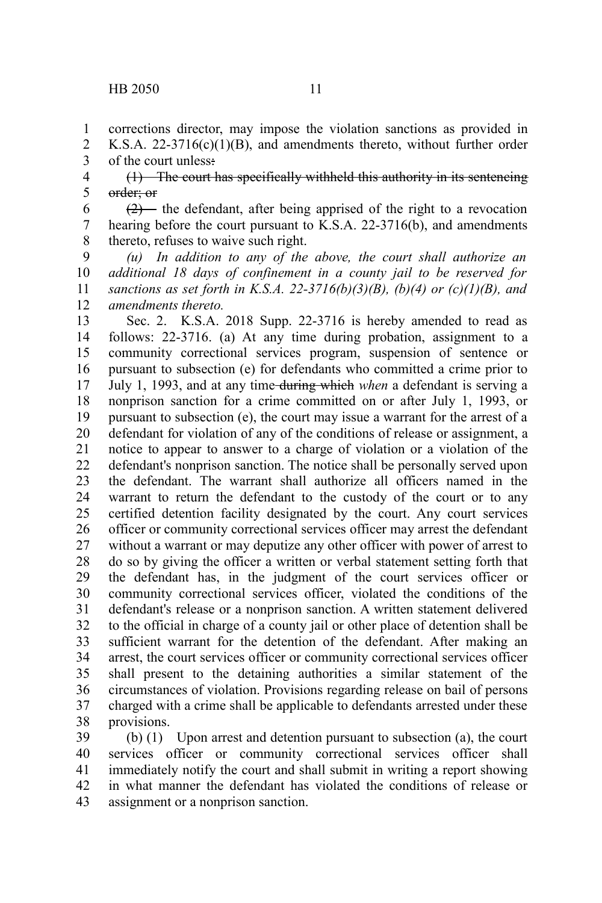corrections director, may impose the violation sanctions as provided in K.S.A. 22-3716(c)(1)(B), and amendments thereto, without further order of the court unless:

~~(1) The court has specifically withheld this authority in its sentencing order; or~~

~~(2)~~ the defendant, after being apprised of the right to a revocation hearing before the court pursuant to K.S.A. 22-3716(b), and amendments thereto, refuses to waive such right.

*(u) In addition to any of the above, the court shall authorize an additional 18 days of confinement in a county jail to be reserved for sanctions as set forth in K.S.A. 22-3716(b)(3)(B), (b)(4) or (c)(1)(B), and amendments thereto.*

Sec. 2. K.S.A. 2018 Supp. 22-3716 is hereby amended to read as follows: 22-3716. (a) At any time during probation, assignment to a community correctional services program, suspension of sentence or pursuant to subsection (e) for defendants who committed a crime prior to July 1, 1993, and at any time ~~during which~~ *when* a defendant is serving a nonprison sanction for a crime committed on or after July 1, 1993, or pursuant to subsection (e), the court may issue a warrant for the arrest of a defendant for violation of any of the conditions of release or assignment, a notice to appear to answer to a charge of violation or a violation of the defendant's nonprison sanction. The notice shall be personally served upon the defendant. The warrant shall authorize all officers named in the warrant to return the defendant to the custody of the court or to any certified detention facility designated by the court. Any court services officer or community correctional services officer may arrest the defendant without a warrant or may deputize any other officer with power of arrest to do so by giving the officer a written or verbal statement setting forth that the defendant has, in the judgment of the court services officer or community correctional services officer, violated the conditions of the defendant's release or a nonprison sanction. A written statement delivered to the official in charge of a county jail or other place of detention shall be sufficient warrant for the detention of the defendant. After making an arrest, the court services officer or community correctional services officer shall present to the detaining authorities a similar statement of the circumstances of violation. Provisions regarding release on bail of persons charged with a crime shall be applicable to defendants arrested under these provisions.

(b) (1) Upon arrest and detention pursuant to subsection (a), the court services officer or community correctional services officer shall immediately notify the court and shall submit in writing a report showing in what manner the defendant has violated the conditions of release or assignment or a nonprison sanction.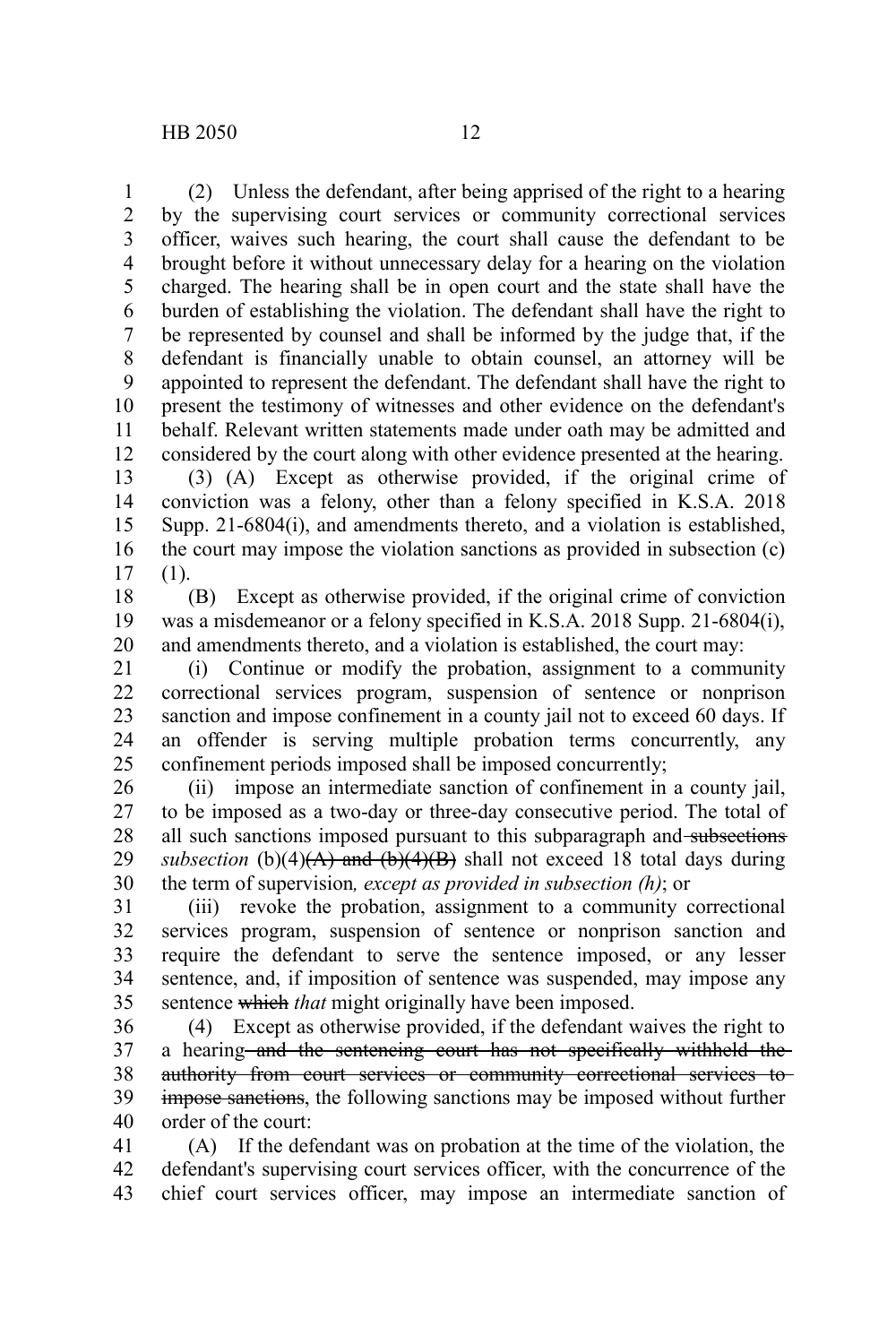(2) Unless the defendant, after being apprised of the right to a hearing by the supervising court services or community correctional services officer, waives such hearing, the court shall cause the defendant to be brought before it without unnecessary delay for a hearing on the violation charged. The hearing shall be in open court and the state shall have the burden of establishing the violation. The defendant shall have the right to be represented by counsel and shall be informed by the judge that, if the defendant is financially unable to obtain counsel, an attorney will be appointed to represent the defendant. The defendant shall have the right to present the testimony of witnesses and other evidence on the defendant's behalf. Relevant written statements made under oath may be admitted and considered by the court along with other evidence presented at the hearing.

(3) (A) Except as otherwise provided, if the original crime of conviction was a felony, other than a felony specified in K.S.A. 2018 Supp. 21-6804(i), and amendments thereto, and a violation is established, the court may impose the violation sanctions as provided in subsection (c)(1).

(B) Except as otherwise provided, if the original crime of conviction was a misdemeanor or a felony specified in K.S.A. 2018 Supp. 21-6804(i), and amendments thereto, and a violation is established, the court may:

(i) Continue or modify the probation, assignment to a community correctional services program, suspension of sentence or nonprison sanction and impose confinement in a county jail not to exceed 60 days. If an offender is serving multiple probation terms concurrently, any confinement periods imposed shall be imposed concurrently;

(ii) impose an intermediate sanction of confinement in a county jail, to be imposed as a two-day or three-day consecutive period. The total of all such sanctions imposed pursuant to this subparagraph and ~~subsections~~ *subsection* (b)(4)~~(A) and (b)(4)(B)~~ shall not exceed 18 total days during the term of supervision*, except as provided in subsection (h)*; or

(iii) revoke the probation, assignment to a community correctional services program, suspension of sentence or nonprison sanction and require the defendant to serve the sentence imposed, or any lesser sentence, and, if imposition of sentence was suspended, may impose any sentence ~~which~~ *that* might originally have been imposed.

(4) Except as otherwise provided, if the defendant waives the right to a hearing ~~and the sentencing court has not specifically withheld the authority from court services or community correctional services to impose sanctions~~, the following sanctions may be imposed without further order of the court:

(A) If the defendant was on probation at the time of the violation, the defendant's supervising court services officer, with the concurrence of the chief court services officer, may impose an intermediate sanction of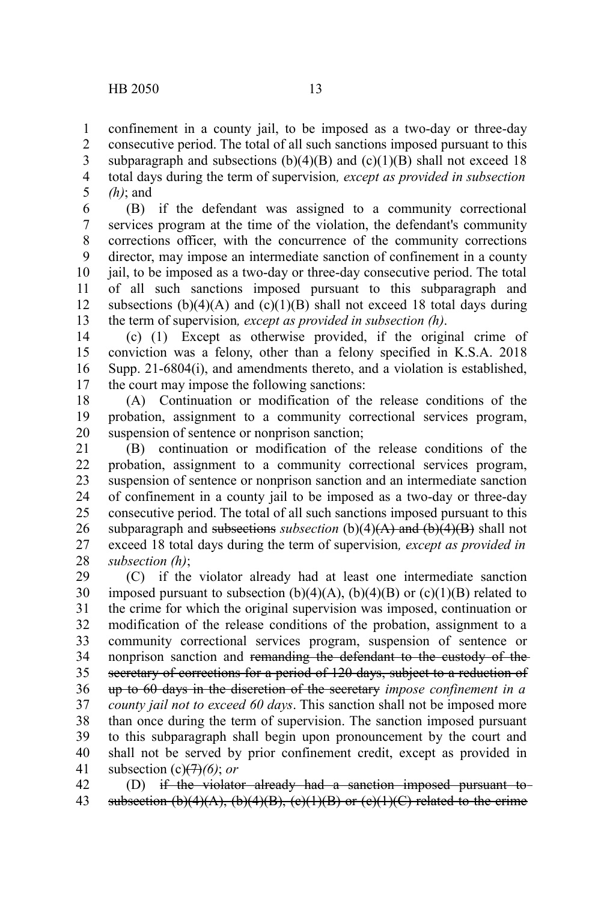confinement in a county jail, to be imposed as a two-day or three-day consecutive period. The total of all such sanctions imposed pursuant to this subparagraph and subsections (b)(4)(B) and (c)(1)(B) shall not exceed 18 total days during the term of supervision*, except as provided in subsection (h)*; and

(B) if the defendant was assigned to a community correctional services program at the time of the violation, the defendant's community corrections officer, with the concurrence of the community corrections director, may impose an intermediate sanction of confinement in a county jail, to be imposed as a two-day or three-day consecutive period. The total of all such sanctions imposed pursuant to this subparagraph and subsections (b)(4)(A) and (c)(1)(B) shall not exceed 18 total days during the term of supervision*, except as provided in subsection (h)*.

(c) (1) Except as otherwise provided, if the original crime of conviction was a felony, other than a felony specified in K.S.A. 2018 Supp. 21-6804(i), and amendments thereto, and a violation is established, the court may impose the following sanctions:

(A) Continuation or modification of the release conditions of the probation, assignment to a community correctional services program, suspension of sentence or nonprison sanction;

(B) continuation or modification of the release conditions of the probation, assignment to a community correctional services program, suspension of sentence or nonprison sanction and an intermediate sanction of confinement in a county jail to be imposed as a two-day or three-day consecutive period. The total of all such sanctions imposed pursuant to this subparagraph and ~~subsections~~ *subsection* (b)(4)~~(A) and (b)(4)(B)~~ shall not exceed 18 total days during the term of supervision*, except as provided in subsection (h)*;

(C) if the violator already had at least one intermediate sanction imposed pursuant to subsection (b)(4)(A), (b)(4)(B) or (c)(1)(B) related to the crime for which the original supervision was imposed, continuation or modification of the release conditions of the probation, assignment to a community correctional services program, suspension of sentence or nonprison sanction and ~~remanding the defendant to the custody of the secretary of corrections for a period of 120 days, subject to a reduction of up to 60 days in the discretion of the secretary~~ *impose confinement in a county jail not to exceed 60 days*. This sanction shall not be imposed more than once during the term of supervision. The sanction imposed pursuant to this subparagraph shall begin upon pronouncement by the court and shall not be served by prior confinement credit, except as provided in subsection (c)~~(7)~~*(6)*; *or*

(D) ~~if the violator already had a sanction imposed pursuant to subsection (b)(4)(A), (b)(4)(B), (c)(1)(B) or (c)(1)(C) related to the crime~~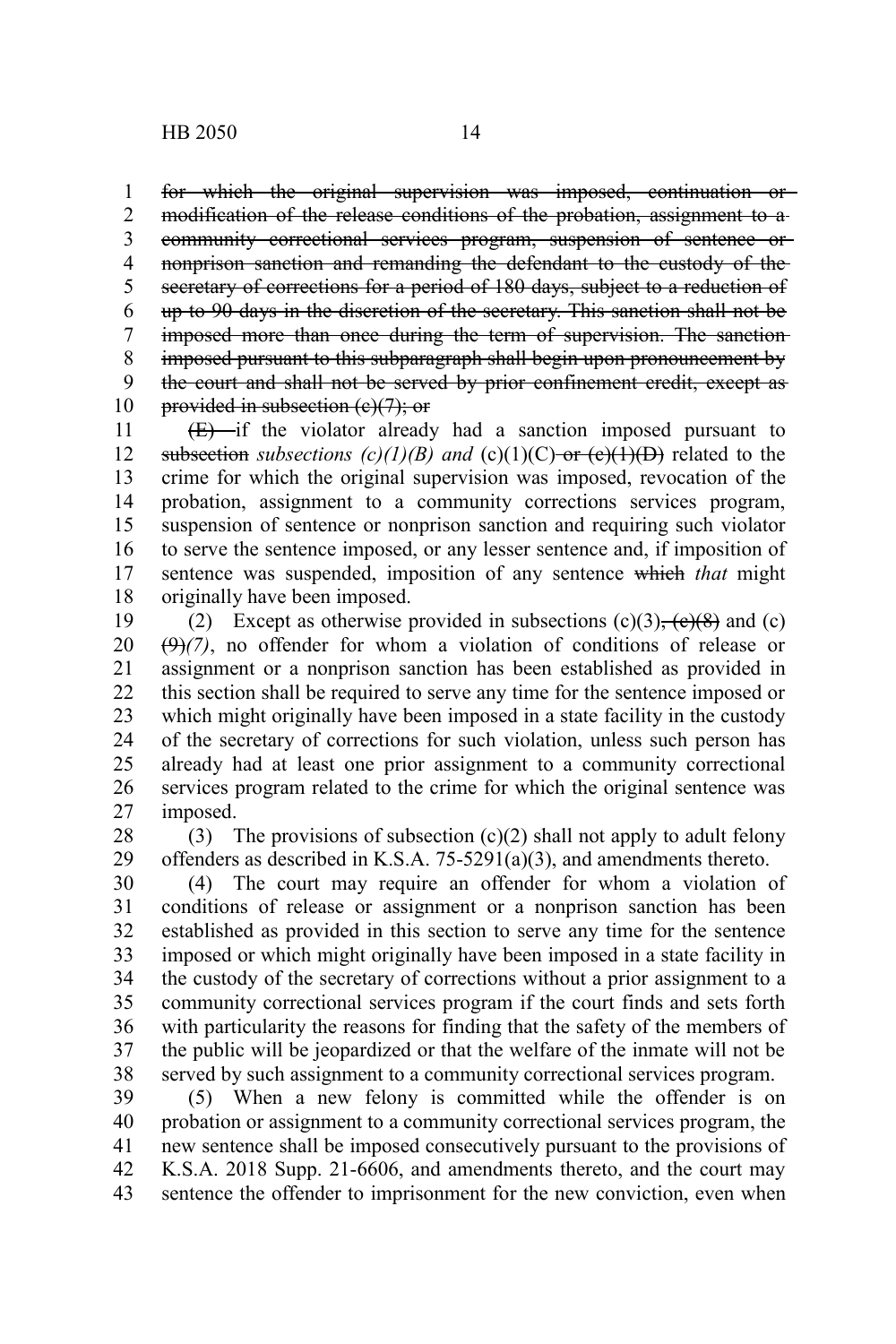~~for which the original supervision was imposed, continuation or modification of the release conditions of the probation, assignment to a community correctional services program, suspension of sentence or nonprison sanction and remanding the defendant to the custody of the secretary of corrections for a period of 180 days, subject to a reduction of up to 90 days in the discretion of the secretary. This sanction shall not be imposed more than once during the term of supervision. The sanction imposed pursuant to this subparagraph shall begin upon pronouncement by the court and shall not be served by prior confinement credit, except as provided in subsection (c)(7); or~~

~~(E)~~ if the violator already had a sanction imposed pursuant to ~~subsection~~ *subsections (c)(1)(B) and* (c)(1)(C) ~~or (c)(1)(D)~~ related to the crime for which the original supervision was imposed, revocation of the probation, assignment to a community corrections services program, suspension of sentence or nonprison sanction and requiring such violator to serve the sentence imposed, or any lesser sentence and, if imposition of sentence was suspended, imposition of any sentence ~~which~~ *that* might originally have been imposed.

(2) Except as otherwise provided in subsections (c)(3)~~, (c)(8)~~ and (c) ~~(9)~~*(7)*, no offender for whom a violation of conditions of release or assignment or a nonprison sanction has been established as provided in this section shall be required to serve any time for the sentence imposed or which might originally have been imposed in a state facility in the custody of the secretary of corrections for such violation, unless such person has already had at least one prior assignment to a community correctional services program related to the crime for which the original sentence was imposed.

(3) The provisions of subsection (c)(2) shall not apply to adult felony offenders as described in K.S.A. 75-5291(a)(3), and amendments thereto.

(4) The court may require an offender for whom a violation of conditions of release or assignment or a nonprison sanction has been established as provided in this section to serve any time for the sentence imposed or which might originally have been imposed in a state facility in the custody of the secretary of corrections without a prior assignment to a community correctional services program if the court finds and sets forth with particularity the reasons for finding that the safety of the members of the public will be jeopardized or that the welfare of the inmate will not be served by such assignment to a community correctional services program.

(5) When a new felony is committed while the offender is on probation or assignment to a community correctional services program, the new sentence shall be imposed consecutively pursuant to the provisions of K.S.A. 2018 Supp. 21-6606, and amendments thereto, and the court may sentence the offender to imprisonment for the new conviction, even when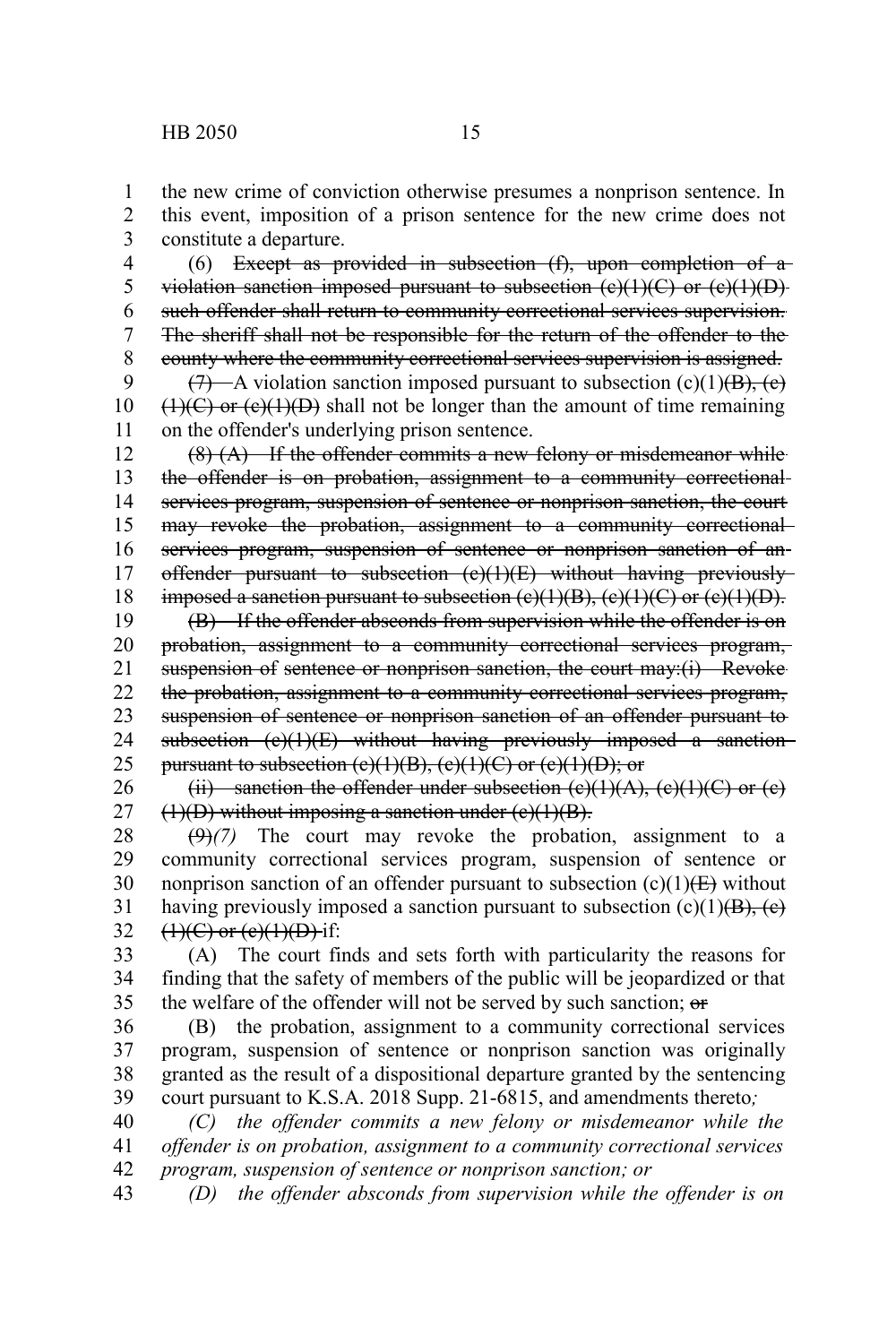the new crime of conviction otherwise presumes a nonprison sentence. In this event, imposition of a prison sentence for the new crime does not constitute a departure.

(6) ~~Except as provided in subsection (f), upon completion of a violation sanction imposed pursuant to subsection (c)(1)(C) or (c)(1)(D) such offender shall return to community correctional services supervision. The sheriff shall not be responsible for the return of the offender to the county where the community correctional services supervision is assigned.~~

~~(7)~~ A violation sanction imposed pursuant to subsection (c)(1)~~(B), (c)(1)(C) or (c)(1)(D)~~ shall not be longer than the amount of time remaining on the offender's underlying prison sentence.

~~(8) (A) If the offender commits a new felony or misdemeanor while the offender is on probation, assignment to a community correctional services program, suspension of sentence or nonprison sanction, the court may revoke the probation, assignment to a community correctional services program, suspension of sentence or nonprison sanction of an offender pursuant to subsection (c)(1)(E) without having previously imposed a sanction pursuant to subsection (c)(1)(B), (c)(1)(C) or (c)(1)(D).~~

~~(B) If the offender absconds from supervision while the offender is on probation, assignment to a community correctional services program, suspension of sentence or nonprison sanction, the court may:(i) Revoke the probation, assignment to a community correctional services program, suspension of sentence or nonprison sanction of an offender pursuant to subsection (c)(1)(E) without having previously imposed a sanction pursuant to subsection (c)(1)(B), (c)(1)(C) or (c)(1)(D); or~~

~~(ii) sanction the offender under subsection (c)(1)(A), (c)(1)(C) or (c)(1)(D) without imposing a sanction under (c)(1)(B).~~

~~(9)~~*(7)* The court may revoke the probation, assignment to a community correctional services program, suspension of sentence or nonprison sanction of an offender pursuant to subsection (c)(1)~~(E)~~ without having previously imposed a sanction pursuant to subsection (c)(1)~~(B), (c)(1)(C) or (c)(1)(D)~~ if:

(A) The court finds and sets forth with particularity the reasons for finding that the safety of members of the public will be jeopardized or that the welfare of the offender will not be served by such sanction; ~~or~~

(B) the probation, assignment to a community correctional services program, suspension of sentence or nonprison sanction was originally granted as the result of a dispositional departure granted by the sentencing court pursuant to K.S.A. 2018 Supp. 21-6815, and amendments thereto*;*

*(C) the offender commits a new felony or misdemeanor while the offender is on probation, assignment to a community correctional services program, suspension of sentence or nonprison sanction; or*

*(D) the offender absconds from supervision while the offender is on*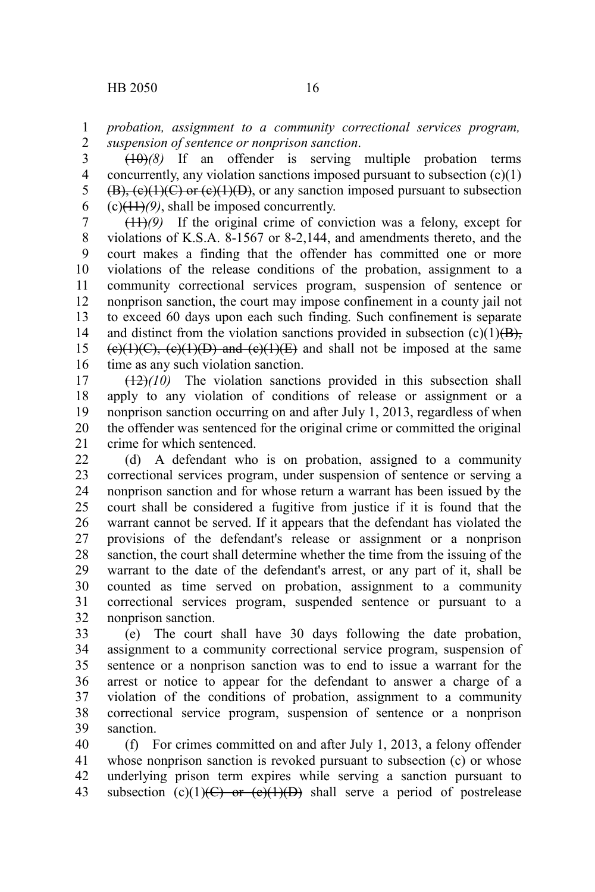*probation, assignment to a community correctional services program, suspension of sentence or nonprison sanction*.

~~(10)~~*(8)* If an offender is serving multiple probation terms concurrently, any violation sanctions imposed pursuant to subsection (c)(1) ~~(B), (c)(1)(C) or (c)(1)(D)~~, or any sanction imposed pursuant to subsection (c)~~(11)~~*(9)*, shall be imposed concurrently.

~~(11)~~*(9)* If the original crime of conviction was a felony, except for violations of K.S.A. 8-1567 or 8-2,144, and amendments thereto, and the court makes a finding that the offender has committed one or more violations of the release conditions of the probation, assignment to a community correctional services program, suspension of sentence or nonprison sanction, the court may impose confinement in a county jail not to exceed 60 days upon each such finding. Such confinement is separate and distinct from the violation sanctions provided in subsection (c)(1)~~(B), (c)(1)(C), (c)(1)(D) and (c)(1)(E)~~ and shall not be imposed at the same time as any such violation sanction.

~~(12)~~*(10)* The violation sanctions provided in this subsection shall apply to any violation of conditions of release or assignment or a nonprison sanction occurring on and after July 1, 2013, regardless of when the offender was sentenced for the original crime or committed the original crime for which sentenced.

(d) A defendant who is on probation, assigned to a community correctional services program, under suspension of sentence or serving a nonprison sanction and for whose return a warrant has been issued by the court shall be considered a fugitive from justice if it is found that the warrant cannot be served. If it appears that the defendant has violated the provisions of the defendant's release or assignment or a nonprison sanction, the court shall determine whether the time from the issuing of the warrant to the date of the defendant's arrest, or any part of it, shall be counted as time served on probation, assignment to a community correctional services program, suspended sentence or pursuant to a nonprison sanction.

(e) The court shall have 30 days following the date probation, assignment to a community correctional service program, suspension of sentence or a nonprison sanction was to end to issue a warrant for the arrest or notice to appear for the defendant to answer a charge of a violation of the conditions of probation, assignment to a community correctional service program, suspension of sentence or a nonprison sanction.

(f) For crimes committed on and after July 1, 2013, a felony offender whose nonprison sanction is revoked pursuant to subsection (c) or whose underlying prison term expires while serving a sanction pursuant to subsection (c)(1)~~(C) or (c)(1)(D)~~ shall serve a period of postrelease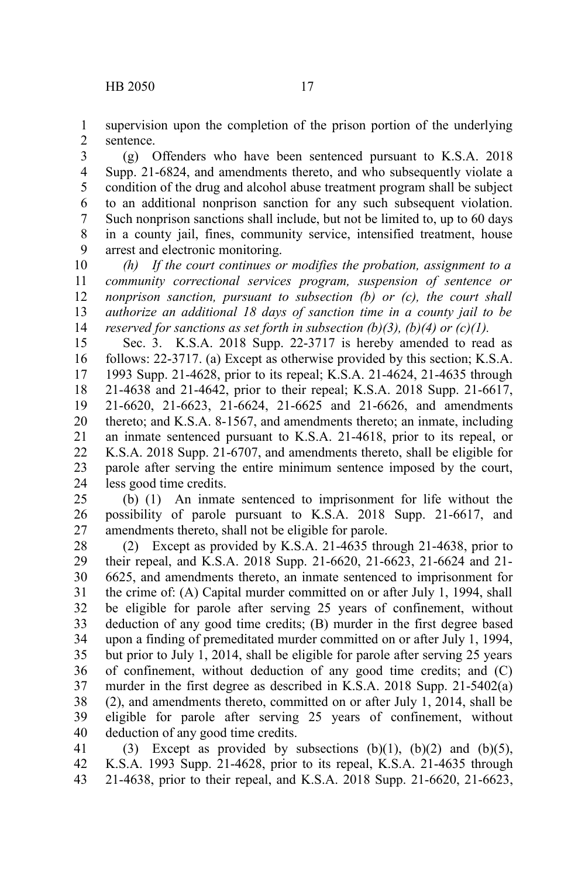supervision upon the completion of the prison portion of the underlying sentence.

(g) Offenders who have been sentenced pursuant to K.S.A. 2018 Supp. 21-6824, and amendments thereto, and who subsequently violate a condition of the drug and alcohol abuse treatment program shall be subject to an additional nonprison sanction for any such subsequent violation. Such nonprison sanctions shall include, but not be limited to, up to 60 days in a county jail, fines, community service, intensified treatment, house arrest and electronic monitoring.

*(h) If the court continues or modifies the probation, assignment to a community correctional services program, suspension of sentence or nonprison sanction, pursuant to subsection (b) or (c), the court shall authorize an additional 18 days of sanction time in a county jail to be reserved for sanctions as set forth in subsection (b)(3), (b)(4) or (c)(1).*

Sec. 3. K.S.A. 2018 Supp. 22-3717 is hereby amended to read as follows: 22-3717. (a) Except as otherwise provided by this section; K.S.A. 1993 Supp. 21-4628, prior to its repeal; K.S.A. 21-4624, 21-4635 through 21-4638 and 21-4642, prior to their repeal; K.S.A. 2018 Supp. 21-6617, 21-6620, 21-6623, 21-6624, 21-6625 and 21-6626, and amendments thereto; and K.S.A. 8-1567, and amendments thereto; an inmate, including an inmate sentenced pursuant to K.S.A. 21-4618, prior to its repeal, or K.S.A. 2018 Supp. 21-6707, and amendments thereto, shall be eligible for parole after serving the entire minimum sentence imposed by the court, less good time credits.

(b) (1) An inmate sentenced to imprisonment for life without the possibility of parole pursuant to K.S.A. 2018 Supp. 21-6617, and amendments thereto, shall not be eligible for parole.

(2) Except as provided by K.S.A. 21-4635 through 21-4638, prior to their repeal, and K.S.A. 2018 Supp. 21-6620, 21-6623, 21-6624 and 21-6625, and amendments thereto, an inmate sentenced to imprisonment for the crime of: (A) Capital murder committed on or after July 1, 1994, shall be eligible for parole after serving 25 years of confinement, without deduction of any good time credits; (B) murder in the first degree based upon a finding of premeditated murder committed on or after July 1, 1994, but prior to July 1, 2014, shall be eligible for parole after serving 25 years of confinement, without deduction of any good time credits; and (C) murder in the first degree as described in K.S.A. 2018 Supp. 21-5402(a)(2), and amendments thereto, committed on or after July 1, 2014, shall be eligible for parole after serving 25 years of confinement, without deduction of any good time credits.

(3) Except as provided by subsections (b)(1), (b)(2) and (b)(5), K.S.A. 1993 Supp. 21-4628, prior to its repeal, K.S.A. 21-4635 through 21-4638, prior to their repeal, and K.S.A. 2018 Supp. 21-6620, 21-6623,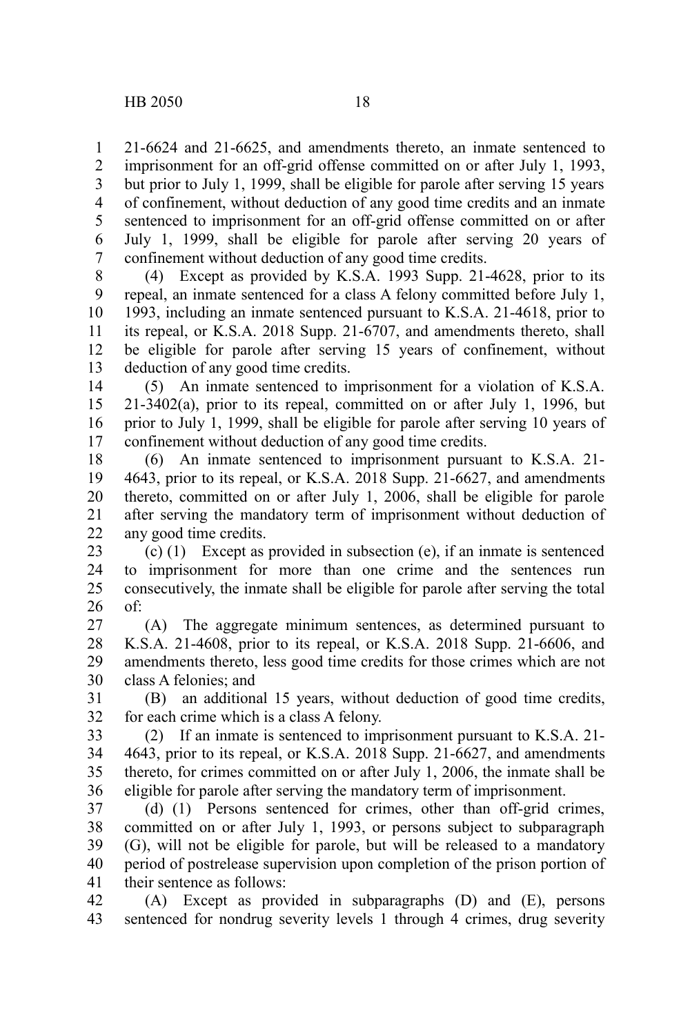21-6624 and 21-6625, and amendments thereto, an inmate sentenced to imprisonment for an off-grid offense committed on or after July 1, 1993, but prior to July 1, 1999, shall be eligible for parole after serving 15 years of confinement, without deduction of any good time credits and an inmate sentenced to imprisonment for an off-grid offense committed on or after July 1, 1999, shall be eligible for parole after serving 20 years of confinement without deduction of any good time credits.

(4) Except as provided by K.S.A. 1993 Supp. 21-4628, prior to its repeal, an inmate sentenced for a class A felony committed before July 1, 1993, including an inmate sentenced pursuant to K.S.A. 21-4618, prior to its repeal, or K.S.A. 2018 Supp. 21-6707, and amendments thereto, shall be eligible for parole after serving 15 years of confinement, without deduction of any good time credits.

(5) An inmate sentenced to imprisonment for a violation of K.S.A. 21-3402(a), prior to its repeal, committed on or after July 1, 1996, but prior to July 1, 1999, shall be eligible for parole after serving 10 years of confinement without deduction of any good time credits.

(6) An inmate sentenced to imprisonment pursuant to K.S.A. 21-4643, prior to its repeal, or K.S.A. 2018 Supp. 21-6627, and amendments thereto, committed on or after July 1, 2006, shall be eligible for parole after serving the mandatory term of imprisonment without deduction of any good time credits.

(c) (1) Except as provided in subsection (e), if an inmate is sentenced to imprisonment for more than one crime and the sentences run consecutively, the inmate shall be eligible for parole after serving the total of:

(A) The aggregate minimum sentences, as determined pursuant to K.S.A. 21-4608, prior to its repeal, or K.S.A. 2018 Supp. 21-6606, and amendments thereto, less good time credits for those crimes which are not class A felonies; and

(B) an additional 15 years, without deduction of good time credits, for each crime which is a class A felony.

(2) If an inmate is sentenced to imprisonment pursuant to K.S.A. 21-4643, prior to its repeal, or K.S.A. 2018 Supp. 21-6627, and amendments thereto, for crimes committed on or after July 1, 2006, the inmate shall be eligible for parole after serving the mandatory term of imprisonment.

(d) (1) Persons sentenced for crimes, other than off-grid crimes, committed on or after July 1, 1993, or persons subject to subparagraph (G), will not be eligible for parole, but will be released to a mandatory period of postrelease supervision upon completion of the prison portion of their sentence as follows:

(A) Except as provided in subparagraphs (D) and (E), persons sentenced for nondrug severity levels 1 through 4 crimes, drug severity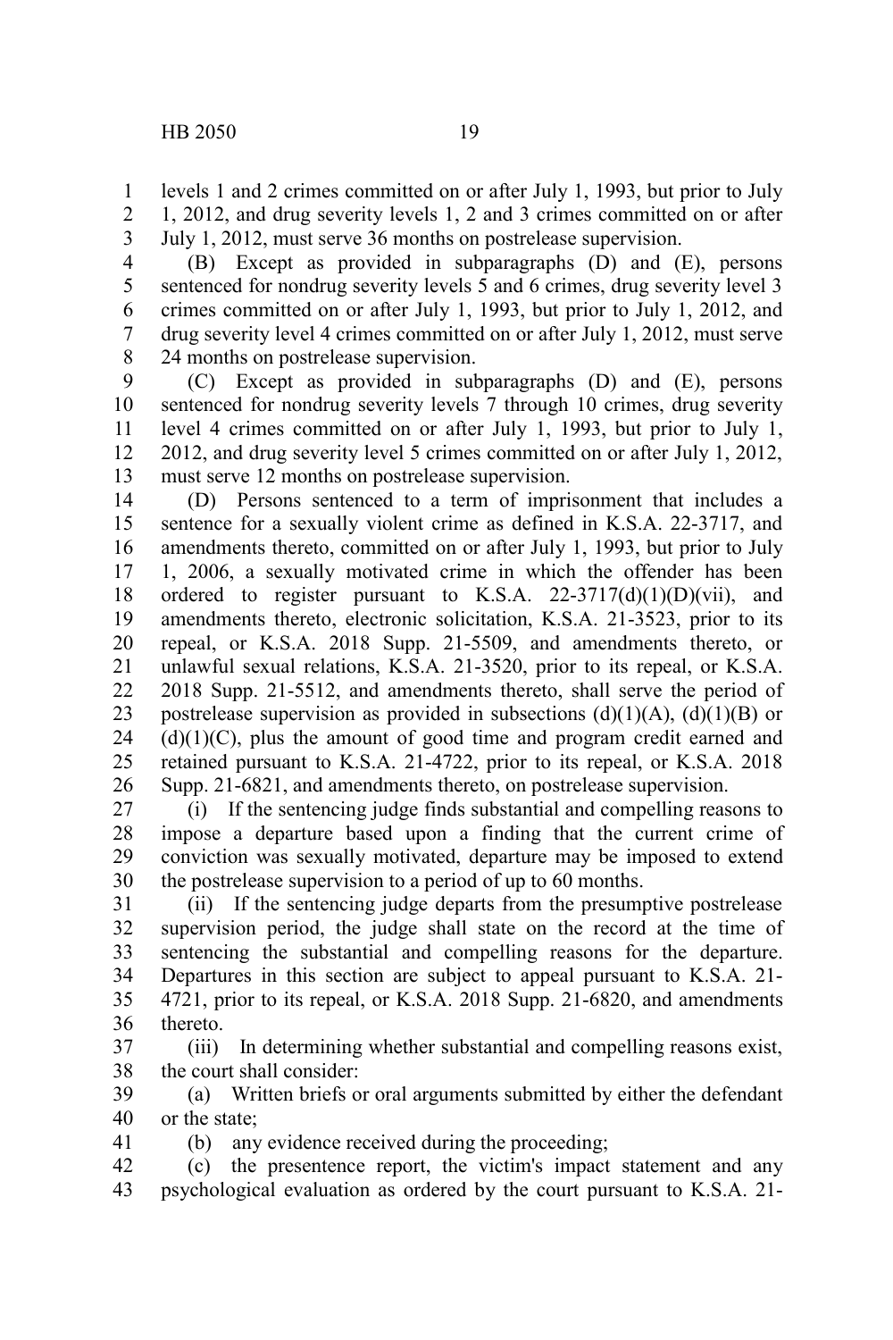levels 1 and 2 crimes committed on or after July 1, 1993, but prior to July 1, 2012, and drug severity levels 1, 2 and 3 crimes committed on or after July 1, 2012, must serve 36 months on postrelease supervision.

(B) Except as provided in subparagraphs (D) and (E), persons sentenced for nondrug severity levels 5 and 6 crimes, drug severity level 3 crimes committed on or after July 1, 1993, but prior to July 1, 2012, and drug severity level 4 crimes committed on or after July 1, 2012, must serve 24 months on postrelease supervision.

(C) Except as provided in subparagraphs (D) and (E), persons sentenced for nondrug severity levels 7 through 10 crimes, drug severity level 4 crimes committed on or after July 1, 1993, but prior to July 1, 2012, and drug severity level 5 crimes committed on or after July 1, 2012, must serve 12 months on postrelease supervision.

(D) Persons sentenced to a term of imprisonment that includes a sentence for a sexually violent crime as defined in K.S.A. 22-3717, and amendments thereto, committed on or after July 1, 1993, but prior to July 1, 2006, a sexually motivated crime in which the offender has been ordered to register pursuant to K.S.A. 22-3717(d)(1)(D)(vii), and amendments thereto, electronic solicitation, K.S.A. 21-3523, prior to its repeal, or K.S.A. 2018 Supp. 21-5509, and amendments thereto, or unlawful sexual relations, K.S.A. 21-3520, prior to its repeal, or K.S.A. 2018 Supp. 21-5512, and amendments thereto, shall serve the period of postrelease supervision as provided in subsections (d)(1)(A), (d)(1)(B) or (d)(1)(C), plus the amount of good time and program credit earned and retained pursuant to K.S.A. 21-4722, prior to its repeal, or K.S.A. 2018 Supp. 21-6821, and amendments thereto, on postrelease supervision.

(i) If the sentencing judge finds substantial and compelling reasons to impose a departure based upon a finding that the current crime of conviction was sexually motivated, departure may be imposed to extend the postrelease supervision to a period of up to 60 months.

(ii) If the sentencing judge departs from the presumptive postrelease supervision period, the judge shall state on the record at the time of sentencing the substantial and compelling reasons for the departure. Departures in this section are subject to appeal pursuant to K.S.A. 21-4721, prior to its repeal, or K.S.A. 2018 Supp. 21-6820, and amendments thereto.

(iii) In determining whether substantial and compelling reasons exist, the court shall consider:

(a) Written briefs or oral arguments submitted by either the defendant or the state;

(b) any evidence received during the proceeding;

(c) the presentence report, the victim's impact statement and any psychological evaluation as ordered by the court pursuant to K.S.A. 21-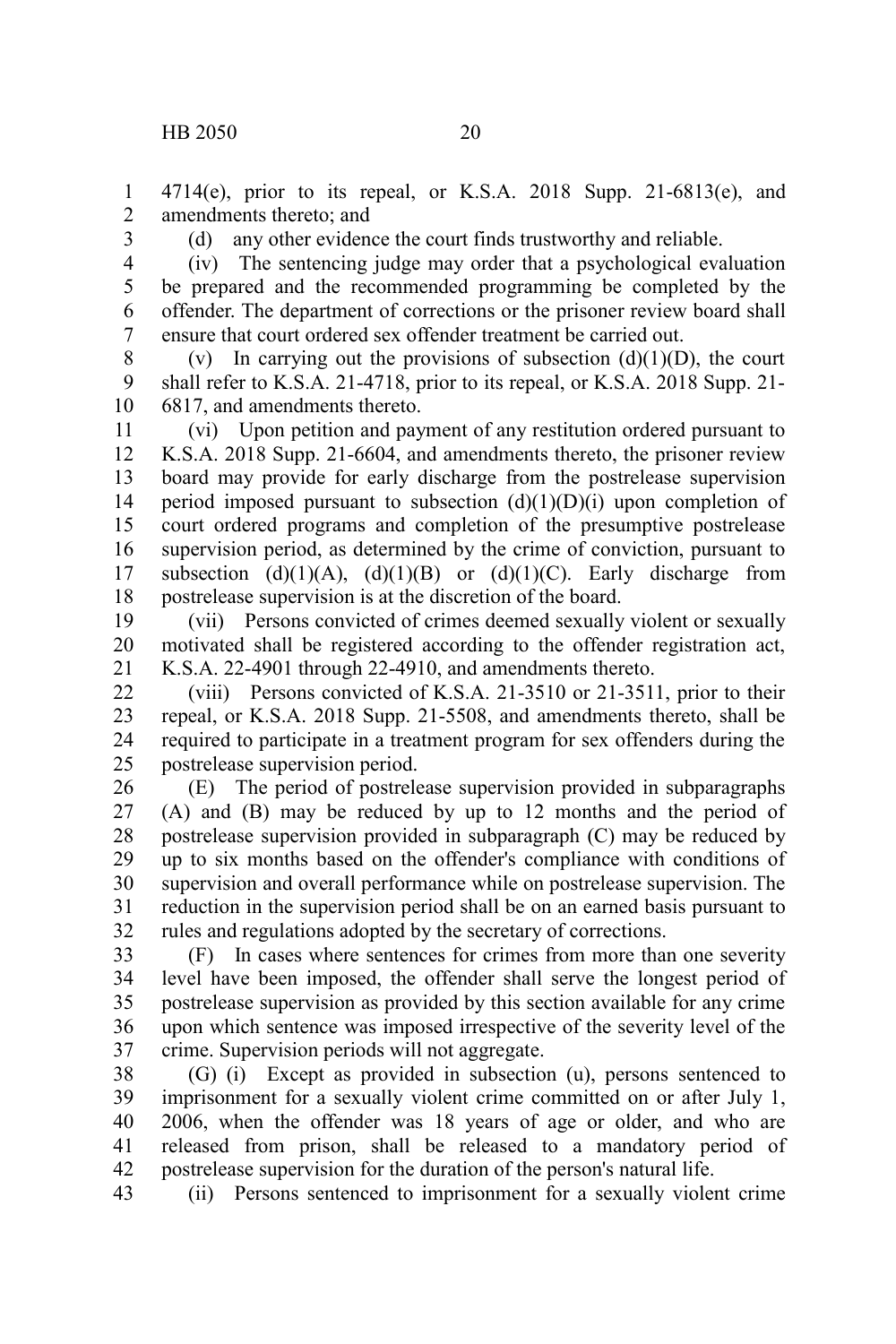4714(e), prior to its repeal, or K.S.A. 2018 Supp. 21-6813(e), and amendments thereto; and

(d) any other evidence the court finds trustworthy and reliable.

(iv) The sentencing judge may order that a psychological evaluation be prepared and the recommended programming be completed by the offender. The department of corrections or the prisoner review board shall ensure that court ordered sex offender treatment be carried out.

(v) In carrying out the provisions of subsection (d)(1)(D), the court shall refer to K.S.A. 21-4718, prior to its repeal, or K.S.A. 2018 Supp. 21-6817, and amendments thereto.

(vi) Upon petition and payment of any restitution ordered pursuant to K.S.A. 2018 Supp. 21-6604, and amendments thereto, the prisoner review board may provide for early discharge from the postrelease supervision period imposed pursuant to subsection (d)(1)(D)(i) upon completion of court ordered programs and completion of the presumptive postrelease supervision period, as determined by the crime of conviction, pursuant to subsection (d)(1)(A), (d)(1)(B) or (d)(1)(C). Early discharge from postrelease supervision is at the discretion of the board.

(vii) Persons convicted of crimes deemed sexually violent or sexually motivated shall be registered according to the offender registration act, K.S.A. 22-4901 through 22-4910, and amendments thereto.

(viii) Persons convicted of K.S.A. 21-3510 or 21-3511, prior to their repeal, or K.S.A. 2018 Supp. 21-5508, and amendments thereto, shall be required to participate in a treatment program for sex offenders during the postrelease supervision period.

(E) The period of postrelease supervision provided in subparagraphs (A) and (B) may be reduced by up to 12 months and the period of postrelease supervision provided in subparagraph (C) may be reduced by up to six months based on the offender's compliance with conditions of supervision and overall performance while on postrelease supervision. The reduction in the supervision period shall be on an earned basis pursuant to rules and regulations adopted by the secretary of corrections.

(F) In cases where sentences for crimes from more than one severity level have been imposed, the offender shall serve the longest period of postrelease supervision as provided by this section available for any crime upon which sentence was imposed irrespective of the severity level of the crime. Supervision periods will not aggregate.

(G) (i) Except as provided in subsection (u), persons sentenced to imprisonment for a sexually violent crime committed on or after July 1, 2006, when the offender was 18 years of age or older, and who are released from prison, shall be released to a mandatory period of postrelease supervision for the duration of the person's natural life.

(ii) Persons sentenced to imprisonment for a sexually violent crime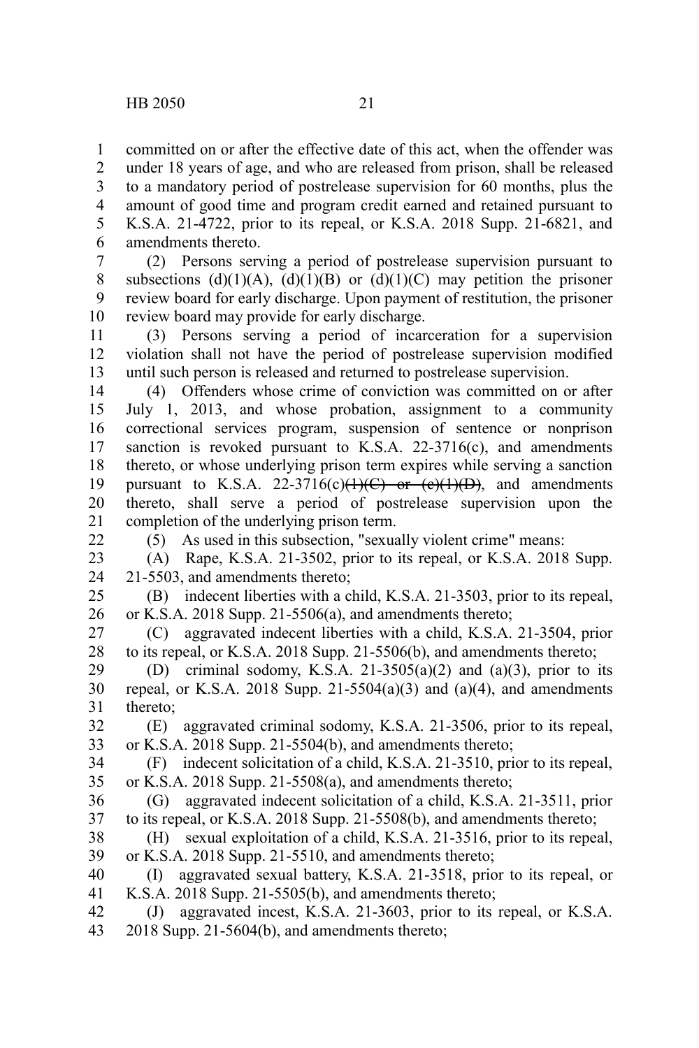committed on or after the effective date of this act, when the offender was under 18 years of age, and who are released from prison, shall be released to a mandatory period of postrelease supervision for 60 months, plus the amount of good time and program credit earned and retained pursuant to K.S.A. 21-4722, prior to its repeal, or K.S.A. 2018 Supp. 21-6821, and amendments thereto.

(2) Persons serving a period of postrelease supervision pursuant to subsections (d)(1)(A), (d)(1)(B) or (d)(1)(C) may petition the prisoner review board for early discharge. Upon payment of restitution, the prisoner review board may provide for early discharge.

(3) Persons serving a period of incarceration for a supervision violation shall not have the period of postrelease supervision modified until such person is released and returned to postrelease supervision.

(4) Offenders whose crime of conviction was committed on or after July 1, 2013, and whose probation, assignment to a community correctional services program, suspension of sentence or nonprison sanction is revoked pursuant to K.S.A. 22-3716(c), and amendments thereto, or whose underlying prison term expires while serving a sanction pursuant to K.S.A. 22-3716(c)~~(1)(C) or (c)(1)(D)~~, and amendments thereto, shall serve a period of postrelease supervision upon the completion of the underlying prison term.

(5) As used in this subsection, "sexually violent crime" means:

(A) Rape, K.S.A. 21-3502, prior to its repeal, or K.S.A. 2018 Supp. 21-5503, and amendments thereto;

(B) indecent liberties with a child, K.S.A. 21-3503, prior to its repeal, or K.S.A. 2018 Supp. 21-5506(a), and amendments thereto;

(C) aggravated indecent liberties with a child, K.S.A. 21-3504, prior to its repeal, or K.S.A. 2018 Supp. 21-5506(b), and amendments thereto;

(D) criminal sodomy, K.S.A. 21-3505(a)(2) and (a)(3), prior to its repeal, or K.S.A. 2018 Supp. 21-5504(a)(3) and (a)(4), and amendments thereto;

(E) aggravated criminal sodomy, K.S.A. 21-3506, prior to its repeal, or K.S.A. 2018 Supp. 21-5504(b), and amendments thereto;

(F) indecent solicitation of a child, K.S.A. 21-3510, prior to its repeal, or K.S.A. 2018 Supp. 21-5508(a), and amendments thereto;

(G) aggravated indecent solicitation of a child, K.S.A. 21-3511, prior to its repeal, or K.S.A. 2018 Supp. 21-5508(b), and amendments thereto;

(H) sexual exploitation of a child, K.S.A. 21-3516, prior to its repeal, or K.S.A. 2018 Supp. 21-5510, and amendments thereto;

(I) aggravated sexual battery, K.S.A. 21-3518, prior to its repeal, or K.S.A. 2018 Supp. 21-5505(b), and amendments thereto;

(J) aggravated incest, K.S.A. 21-3603, prior to its repeal, or K.S.A. 2018 Supp. 21-5604(b), and amendments thereto;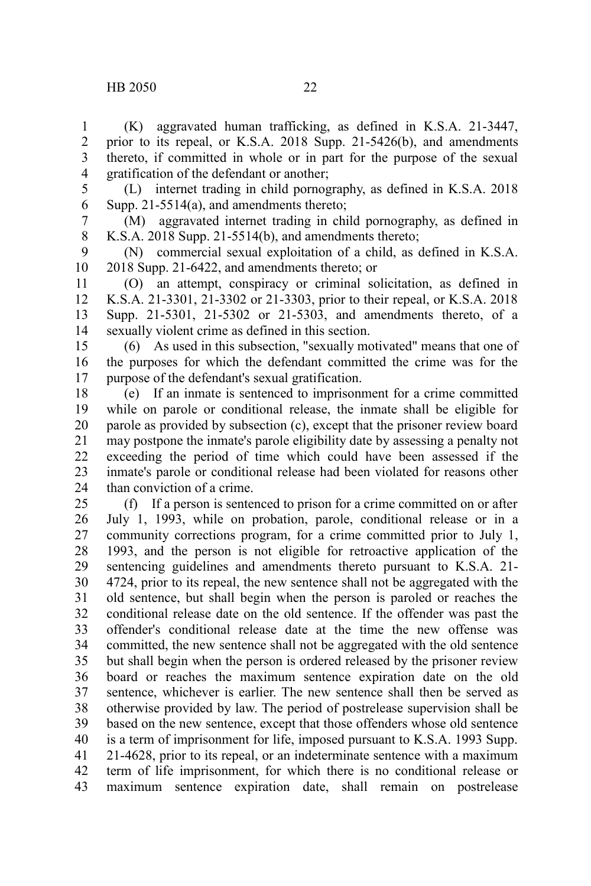(K) aggravated human trafficking, as defined in K.S.A. 21-3447, prior to its repeal, or K.S.A. 2018 Supp. 21-5426(b), and amendments thereto, if committed in whole or in part for the purpose of the sexual gratification of the defendant or another;

(L) internet trading in child pornography, as defined in K.S.A. 2018 Supp. 21-5514(a), and amendments thereto;

(M) aggravated internet trading in child pornography, as defined in K.S.A. 2018 Supp. 21-5514(b), and amendments thereto;

(N) commercial sexual exploitation of a child, as defined in K.S.A. 2018 Supp. 21-6422, and amendments thereto; or

(O) an attempt, conspiracy or criminal solicitation, as defined in K.S.A. 21-3301, 21-3302 or 21-3303, prior to their repeal, or K.S.A. 2018 Supp. 21-5301, 21-5302 or 21-5303, and amendments thereto, of a sexually violent crime as defined in this section.

(6) As used in this subsection, "sexually motivated" means that one of the purposes for which the defendant committed the crime was for the purpose of the defendant's sexual gratification.

(e) If an inmate is sentenced to imprisonment for a crime committed while on parole or conditional release, the inmate shall be eligible for parole as provided by subsection (c), except that the prisoner review board may postpone the inmate's parole eligibility date by assessing a penalty not exceeding the period of time which could have been assessed if the inmate's parole or conditional release had been violated for reasons other than conviction of a crime.

(f) If a person is sentenced to prison for a crime committed on or after July 1, 1993, while on probation, parole, conditional release or in a community corrections program, for a crime committed prior to July 1, 1993, and the person is not eligible for retroactive application of the sentencing guidelines and amendments thereto pursuant to K.S.A. 21-4724, prior to its repeal, the new sentence shall not be aggregated with the old sentence, but shall begin when the person is paroled or reaches the conditional release date on the old sentence. If the offender was past the offender's conditional release date at the time the new offense was committed, the new sentence shall not be aggregated with the old sentence but shall begin when the person is ordered released by the prisoner review board or reaches the maximum sentence expiration date on the old sentence, whichever is earlier. The new sentence shall then be served as otherwise provided by law. The period of postrelease supervision shall be based on the new sentence, except that those offenders whose old sentence is a term of imprisonment for life, imposed pursuant to K.S.A. 1993 Supp. 21-4628, prior to its repeal, or an indeterminate sentence with a maximum term of life imprisonment, for which there is no conditional release or maximum sentence expiration date, shall remain on postrelease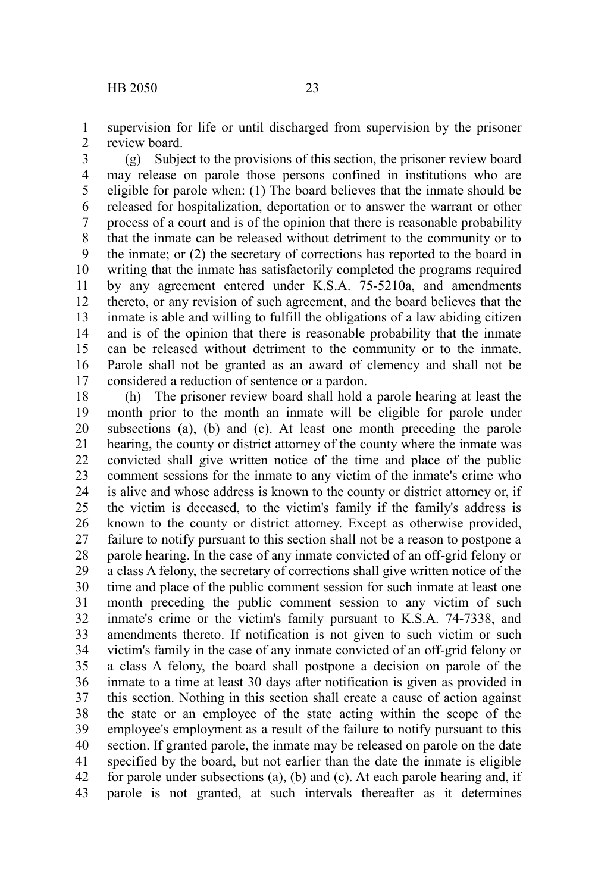supervision for life or until discharged from supervision by the prisoner review board.

(g) Subject to the provisions of this section, the prisoner review board may release on parole those persons confined in institutions who are eligible for parole when: (1) The board believes that the inmate should be released for hospitalization, deportation or to answer the warrant or other process of a court and is of the opinion that there is reasonable probability that the inmate can be released without detriment to the community or to the inmate; or (2) the secretary of corrections has reported to the board in writing that the inmate has satisfactorily completed the programs required by any agreement entered under K.S.A. 75-5210a, and amendments thereto, or any revision of such agreement, and the board believes that the inmate is able and willing to fulfill the obligations of a law abiding citizen and is of the opinion that there is reasonable probability that the inmate can be released without detriment to the community or to the inmate. Parole shall not be granted as an award of clemency and shall not be considered a reduction of sentence or a pardon.

(h) The prisoner review board shall hold a parole hearing at least the month prior to the month an inmate will be eligible for parole under subsections (a), (b) and (c). At least one month preceding the parole hearing, the county or district attorney of the county where the inmate was convicted shall give written notice of the time and place of the public comment sessions for the inmate to any victim of the inmate's crime who is alive and whose address is known to the county or district attorney or, if the victim is deceased, to the victim's family if the family's address is known to the county or district attorney. Except as otherwise provided, failure to notify pursuant to this section shall not be a reason to postpone a parole hearing. In the case of any inmate convicted of an off-grid felony or a class A felony, the secretary of corrections shall give written notice of the time and place of the public comment session for such inmate at least one month preceding the public comment session to any victim of such inmate's crime or the victim's family pursuant to K.S.A. 74-7338, and amendments thereto. If notification is not given to such victim or such victim's family in the case of any inmate convicted of an off-grid felony or a class A felony, the board shall postpone a decision on parole of the inmate to a time at least 30 days after notification is given as provided in this section. Nothing in this section shall create a cause of action against the state or an employee of the state acting within the scope of the employee's employment as a result of the failure to notify pursuant to this section. If granted parole, the inmate may be released on parole on the date specified by the board, but not earlier than the date the inmate is eligible for parole under subsections (a), (b) and (c). At each parole hearing and, if parole is not granted, at such intervals thereafter as it determines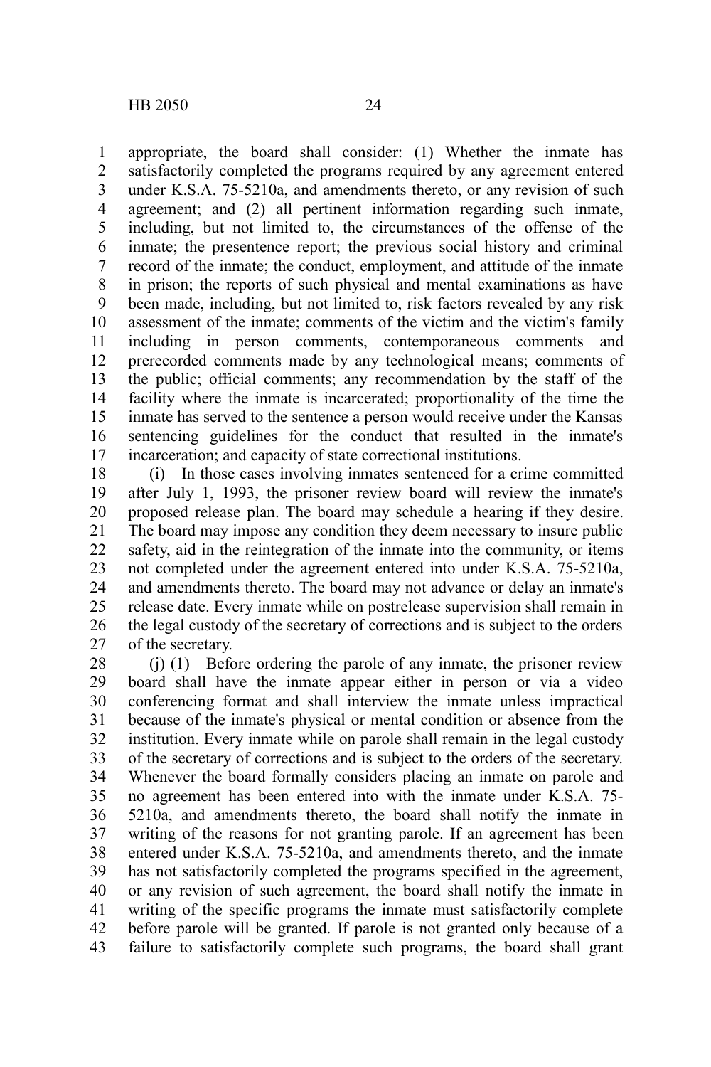appropriate, the board shall consider: (1) Whether the inmate has satisfactorily completed the programs required by any agreement entered under K.S.A. 75-5210a, and amendments thereto, or any revision of such agreement; and (2) all pertinent information regarding such inmate, including, but not limited to, the circumstances of the offense of the inmate; the presentence report; the previous social history and criminal record of the inmate; the conduct, employment, and attitude of the inmate in prison; the reports of such physical and mental examinations as have been made, including, but not limited to, risk factors revealed by any risk assessment of the inmate; comments of the victim and the victim's family including in person comments, contemporaneous comments and prerecorded comments made by any technological means; comments of the public; official comments; any recommendation by the staff of the facility where the inmate is incarcerated; proportionality of the time the inmate has served to the sentence a person would receive under the Kansas sentencing guidelines for the conduct that resulted in the inmate's incarceration; and capacity of state correctional institutions.

(i) In those cases involving inmates sentenced for a crime committed after July 1, 1993, the prisoner review board will review the inmate's proposed release plan. The board may schedule a hearing if they desire. The board may impose any condition they deem necessary to insure public safety, aid in the reintegration of the inmate into the community, or items not completed under the agreement entered into under K.S.A. 75-5210a, and amendments thereto. The board may not advance or delay an inmate's release date. Every inmate while on postrelease supervision shall remain in the legal custody of the secretary of corrections and is subject to the orders of the secretary.

(j) (1) Before ordering the parole of any inmate, the prisoner review board shall have the inmate appear either in person or via a video conferencing format and shall interview the inmate unless impractical because of the inmate's physical or mental condition or absence from the institution. Every inmate while on parole shall remain in the legal custody of the secretary of corrections and is subject to the orders of the secretary. Whenever the board formally considers placing an inmate on parole and no agreement has been entered into with the inmate under K.S.A. 75-5210a, and amendments thereto, the board shall notify the inmate in writing of the reasons for not granting parole. If an agreement has been entered under K.S.A. 75-5210a, and amendments thereto, and the inmate has not satisfactorily completed the programs specified in the agreement, or any revision of such agreement, the board shall notify the inmate in writing of the specific programs the inmate must satisfactorily complete before parole will be granted. If parole is not granted only because of a failure to satisfactorily complete such programs, the board shall grant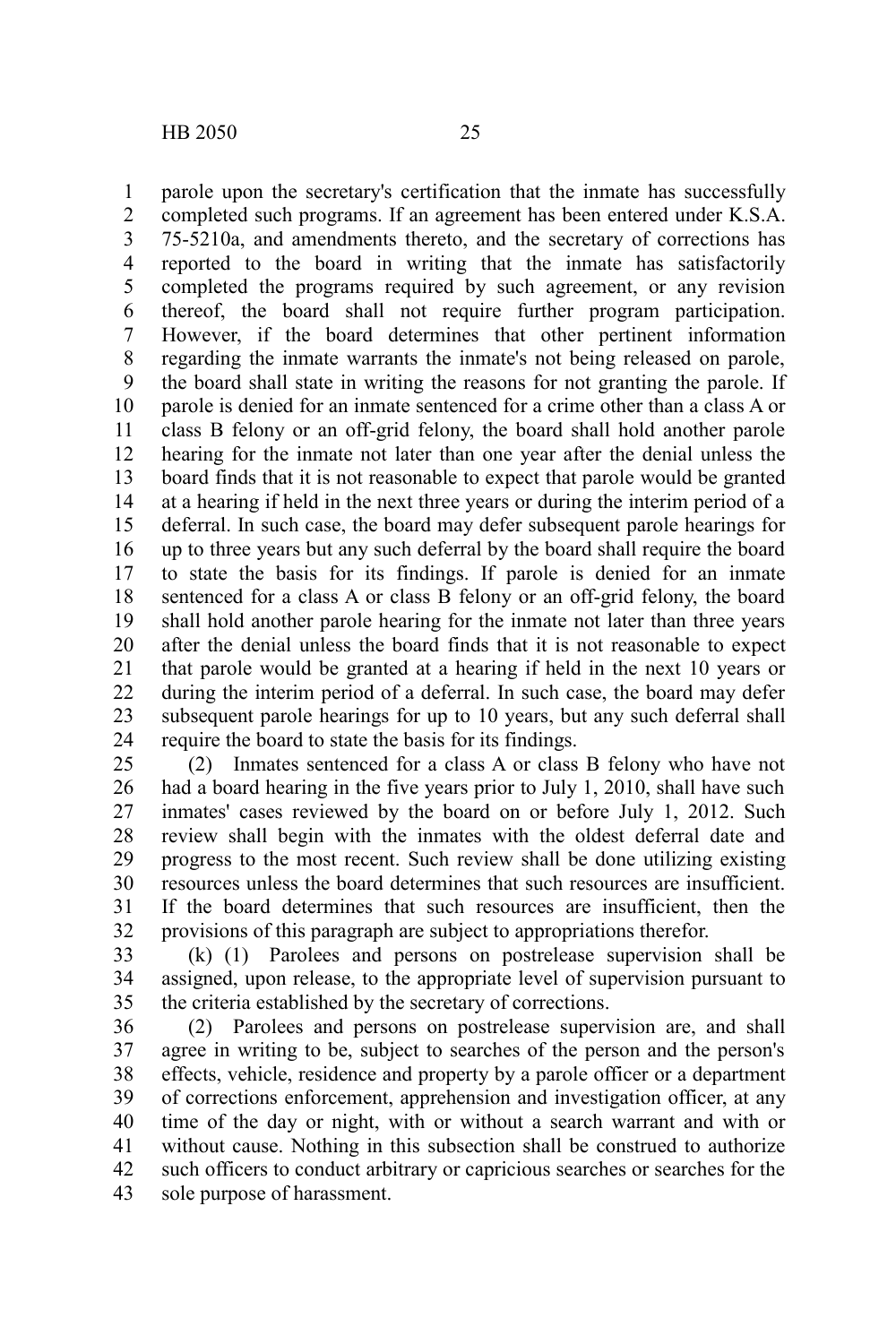parole upon the secretary's certification that the inmate has successfully completed such programs. If an agreement has been entered under K.S.A. 75-5210a, and amendments thereto, and the secretary of corrections has reported to the board in writing that the inmate has satisfactorily completed the programs required by such agreement, or any revision thereof, the board shall not require further program participation. However, if the board determines that other pertinent information regarding the inmate warrants the inmate's not being released on parole, the board shall state in writing the reasons for not granting the parole. If parole is denied for an inmate sentenced for a crime other than a class A or class B felony or an off-grid felony, the board shall hold another parole hearing for the inmate not later than one year after the denial unless the board finds that it is not reasonable to expect that parole would be granted at a hearing if held in the next three years or during the interim period of a deferral. In such case, the board may defer subsequent parole hearings for up to three years but any such deferral by the board shall require the board to state the basis for its findings. If parole is denied for an inmate sentenced for a class A or class B felony or an off-grid felony, the board shall hold another parole hearing for the inmate not later than three years after the denial unless the board finds that it is not reasonable to expect that parole would be granted at a hearing if held in the next 10 years or during the interim period of a deferral. In such case, the board may defer subsequent parole hearings for up to 10 years, but any such deferral shall require the board to state the basis for its findings.

(2) Inmates sentenced for a class A or class B felony who have not had a board hearing in the five years prior to July 1, 2010, shall have such inmates' cases reviewed by the board on or before July 1, 2012. Such review shall begin with the inmates with the oldest deferral date and progress to the most recent. Such review shall be done utilizing existing resources unless the board determines that such resources are insufficient. If the board determines that such resources are insufficient, then the provisions of this paragraph are subject to appropriations therefor.

(k) (1) Parolees and persons on postrelease supervision shall be assigned, upon release, to the appropriate level of supervision pursuant to the criteria established by the secretary of corrections.

(2) Parolees and persons on postrelease supervision are, and shall agree in writing to be, subject to searches of the person and the person's effects, vehicle, residence and property by a parole officer or a department of corrections enforcement, apprehension and investigation officer, at any time of the day or night, with or without a search warrant and with or without cause. Nothing in this subsection shall be construed to authorize such officers to conduct arbitrary or capricious searches or searches for the sole purpose of harassment.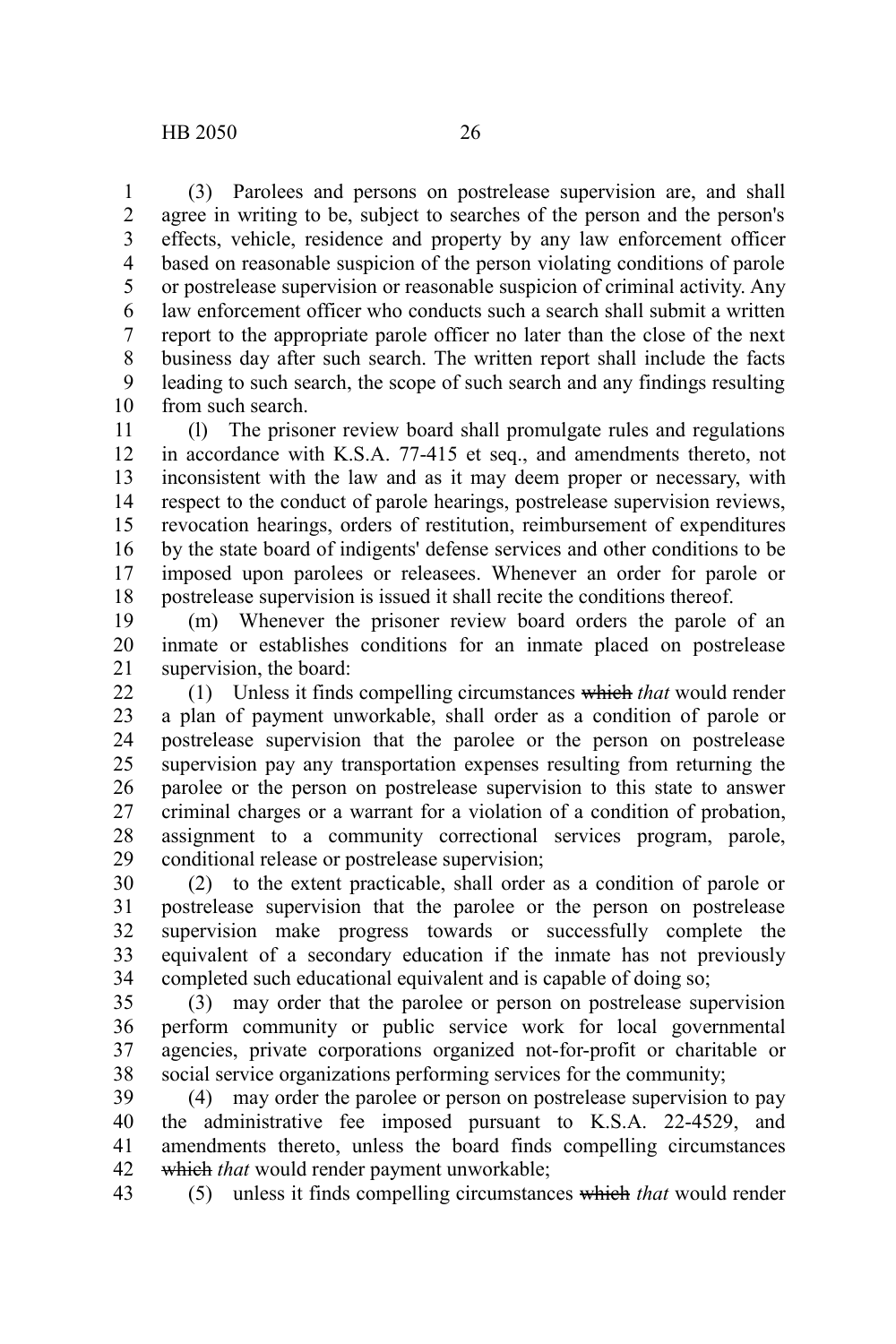(3) Parolees and persons on postrelease supervision are, and shall agree in writing to be, subject to searches of the person and the person's effects, vehicle, residence and property by any law enforcement officer based on reasonable suspicion of the person violating conditions of parole or postrelease supervision or reasonable suspicion of criminal activity. Any law enforcement officer who conducts such a search shall submit a written report to the appropriate parole officer no later than the close of the next business day after such search. The written report shall include the facts leading to such search, the scope of such search and any findings resulting from such search.

(l) The prisoner review board shall promulgate rules and regulations in accordance with K.S.A. 77-415 et seq., and amendments thereto, not inconsistent with the law and as it may deem proper or necessary, with respect to the conduct of parole hearings, postrelease supervision reviews, revocation hearings, orders of restitution, reimbursement of expenditures by the state board of indigents' defense services and other conditions to be imposed upon parolees or releasees. Whenever an order for parole or postrelease supervision is issued it shall recite the conditions thereof.

(m) Whenever the prisoner review board orders the parole of an inmate or establishes conditions for an inmate placed on postrelease supervision, the board:

(1) Unless it finds compelling circumstances ~~which~~ *that* would render a plan of payment unworkable, shall order as a condition of parole or postrelease supervision that the parolee or the person on postrelease supervision pay any transportation expenses resulting from returning the parolee or the person on postrelease supervision to this state to answer criminal charges or a warrant for a violation of a condition of probation, assignment to a community correctional services program, parole, conditional release or postrelease supervision;

(2) to the extent practicable, shall order as a condition of parole or postrelease supervision that the parolee or the person on postrelease supervision make progress towards or successfully complete the equivalent of a secondary education if the inmate has not previously completed such educational equivalent and is capable of doing so;

(3) may order that the parolee or person on postrelease supervision perform community or public service work for local governmental agencies, private corporations organized not-for-profit or charitable or social service organizations performing services for the community;

(4) may order the parolee or person on postrelease supervision to pay the administrative fee imposed pursuant to K.S.A. 22-4529, and amendments thereto, unless the board finds compelling circumstances ~~which~~ *that* would render payment unworkable;

(5) unless it finds compelling circumstances ~~which~~ *that* would render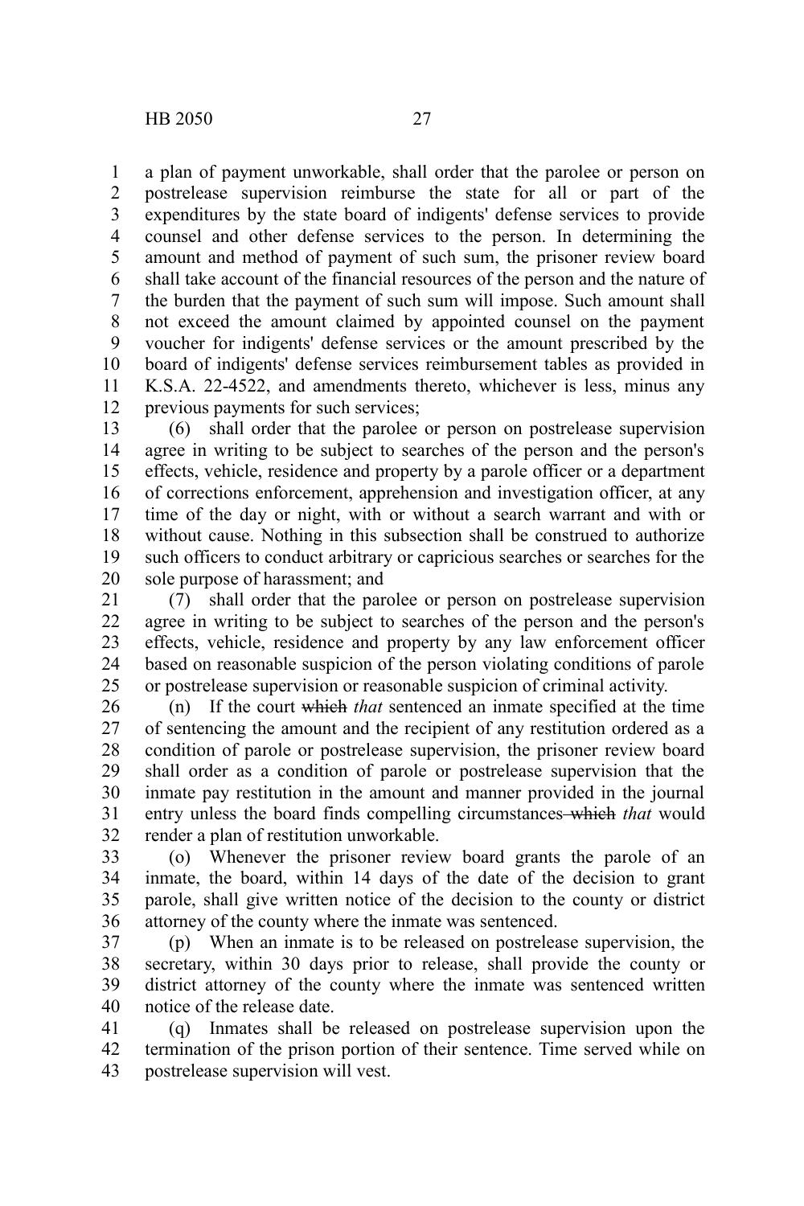a plan of payment unworkable, shall order that the parolee or person on postrelease supervision reimburse the state for all or part of the expenditures by the state board of indigents' defense services to provide counsel and other defense services to the person. In determining the amount and method of payment of such sum, the prisoner review board shall take account of the financial resources of the person and the nature of the burden that the payment of such sum will impose. Such amount shall not exceed the amount claimed by appointed counsel on the payment voucher for indigents' defense services or the amount prescribed by the board of indigents' defense services reimbursement tables as provided in K.S.A. 22-4522, and amendments thereto, whichever is less, minus any previous payments for such services;

(6) shall order that the parolee or person on postrelease supervision agree in writing to be subject to searches of the person and the person's effects, vehicle, residence and property by a parole officer or a department of corrections enforcement, apprehension and investigation officer, at any time of the day or night, with or without a search warrant and with or without cause. Nothing in this subsection shall be construed to authorize such officers to conduct arbitrary or capricious searches or searches for the sole purpose of harassment; and

(7) shall order that the parolee or person on postrelease supervision agree in writing to be subject to searches of the person and the person's effects, vehicle, residence and property by any law enforcement officer based on reasonable suspicion of the person violating conditions of parole or postrelease supervision or reasonable suspicion of criminal activity.

(n) If the court ~~which~~ *that* sentenced an inmate specified at the time of sentencing the amount and the recipient of any restitution ordered as a condition of parole or postrelease supervision, the prisoner review board shall order as a condition of parole or postrelease supervision that the inmate pay restitution in the amount and manner provided in the journal entry unless the board finds compelling circumstances ~~which~~ *that* would render a plan of restitution unworkable.

(o) Whenever the prisoner review board grants the parole of an inmate, the board, within 14 days of the date of the decision to grant parole, shall give written notice of the decision to the county or district attorney of the county where the inmate was sentenced.

(p) When an inmate is to be released on postrelease supervision, the secretary, within 30 days prior to release, shall provide the county or district attorney of the county where the inmate was sentenced written notice of the release date.

(q) Inmates shall be released on postrelease supervision upon the termination of the prison portion of their sentence. Time served while on postrelease supervision will vest.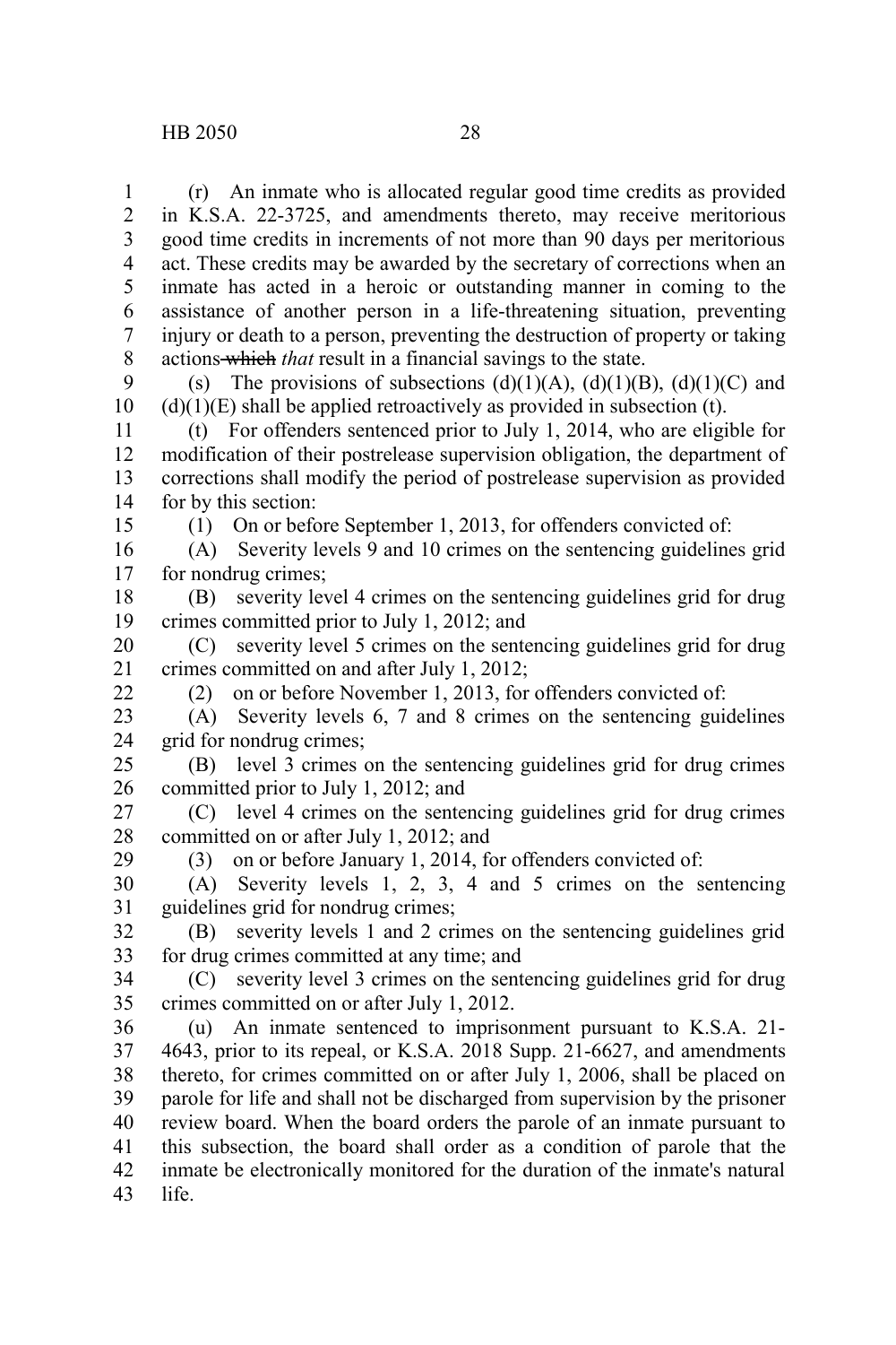(r) An inmate who is allocated regular good time credits as provided in K.S.A. 22-3725, and amendments thereto, may receive meritorious good time credits in increments of not more than 90 days per meritorious act. These credits may be awarded by the secretary of corrections when an inmate has acted in a heroic or outstanding manner in coming to the assistance of another person in a life-threatening situation, preventing injury or death to a person, preventing the destruction of property or taking actions ~~which~~ *that* result in a financial savings to the state.

(s) The provisions of subsections (d)(1)(A), (d)(1)(B), (d)(1)(C) and (d)(1)(E) shall be applied retroactively as provided in subsection (t).

(t) For offenders sentenced prior to July 1, 2014, who are eligible for modification of their postrelease supervision obligation, the department of corrections shall modify the period of postrelease supervision as provided for by this section:

(1) On or before September 1, 2013, for offenders convicted of:

(A) Severity levels 9 and 10 crimes on the sentencing guidelines grid for nondrug crimes;

(B) severity level 4 crimes on the sentencing guidelines grid for drug crimes committed prior to July 1, 2012; and

(C) severity level 5 crimes on the sentencing guidelines grid for drug crimes committed on and after July 1, 2012;

(2) on or before November 1, 2013, for offenders convicted of:

(A) Severity levels 6, 7 and 8 crimes on the sentencing guidelines grid for nondrug crimes;

(B) level 3 crimes on the sentencing guidelines grid for drug crimes committed prior to July 1, 2012; and

(C) level 4 crimes on the sentencing guidelines grid for drug crimes committed on or after July 1, 2012; and

(3) on or before January 1, 2014, for offenders convicted of:

(A) Severity levels 1, 2, 3, 4 and 5 crimes on the sentencing guidelines grid for nondrug crimes;

(B) severity levels 1 and 2 crimes on the sentencing guidelines grid for drug crimes committed at any time; and

(C) severity level 3 crimes on the sentencing guidelines grid for drug crimes committed on or after July 1, 2012.

(u) An inmate sentenced to imprisonment pursuant to K.S.A. 21-4643, prior to its repeal, or K.S.A. 2018 Supp. 21-6627, and amendments thereto, for crimes committed on or after July 1, 2006, shall be placed on parole for life and shall not be discharged from supervision by the prisoner review board. When the board orders the parole of an inmate pursuant to this subsection, the board shall order as a condition of parole that the inmate be electronically monitored for the duration of the inmate's natural life.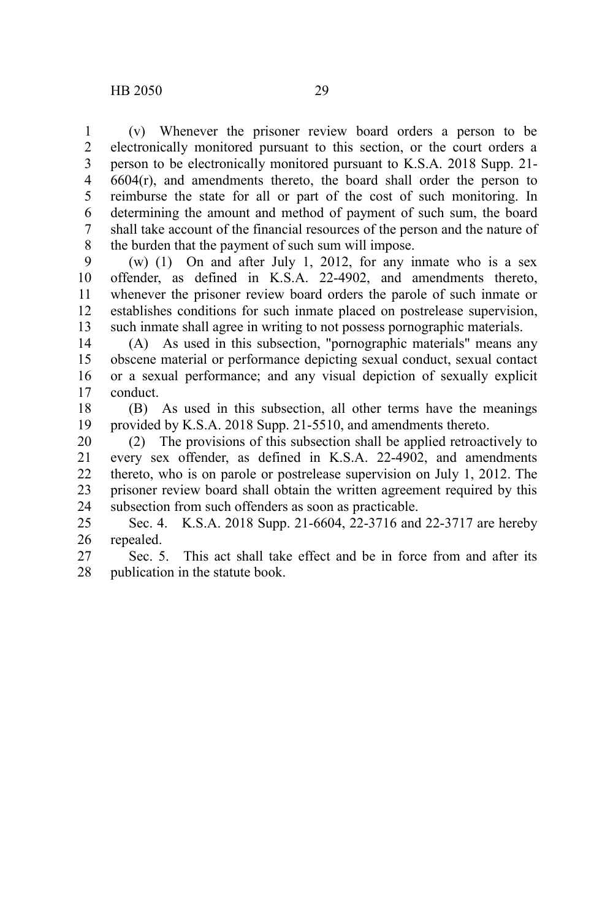(v) Whenever the prisoner review board orders a person to be electronically monitored pursuant to this section, or the court orders a person to be electronically monitored pursuant to K.S.A. 2018 Supp. 21-6604(r), and amendments thereto, the board shall order the person to reimburse the state for all or part of the cost of such monitoring. In determining the amount and method of payment of such sum, the board shall take account of the financial resources of the person and the nature of the burden that the payment of such sum will impose.

(w) (1) On and after July 1, 2012, for any inmate who is a sex offender, as defined in K.S.A. 22-4902, and amendments thereto, whenever the prisoner review board orders the parole of such inmate or establishes conditions for such inmate placed on postrelease supervision, such inmate shall agree in writing to not possess pornographic materials.

(A) As used in this subsection, "pornographic materials" means any obscene material or performance depicting sexual conduct, sexual contact or a sexual performance; and any visual depiction of sexually explicit conduct.

(B) As used in this subsection, all other terms have the meanings provided by K.S.A. 2018 Supp. 21-5510, and amendments thereto.

(2) The provisions of this subsection shall be applied retroactively to every sex offender, as defined in K.S.A. 22-4902, and amendments thereto, who is on parole or postrelease supervision on July 1, 2012. The prisoner review board shall obtain the written agreement required by this subsection from such offenders as soon as practicable.

Sec. 4. K.S.A. 2018 Supp. 21-6604, 22-3716 and 22-3717 are hereby repealed.

Sec. 5. This act shall take effect and be in force from and after its publication in the statute book.